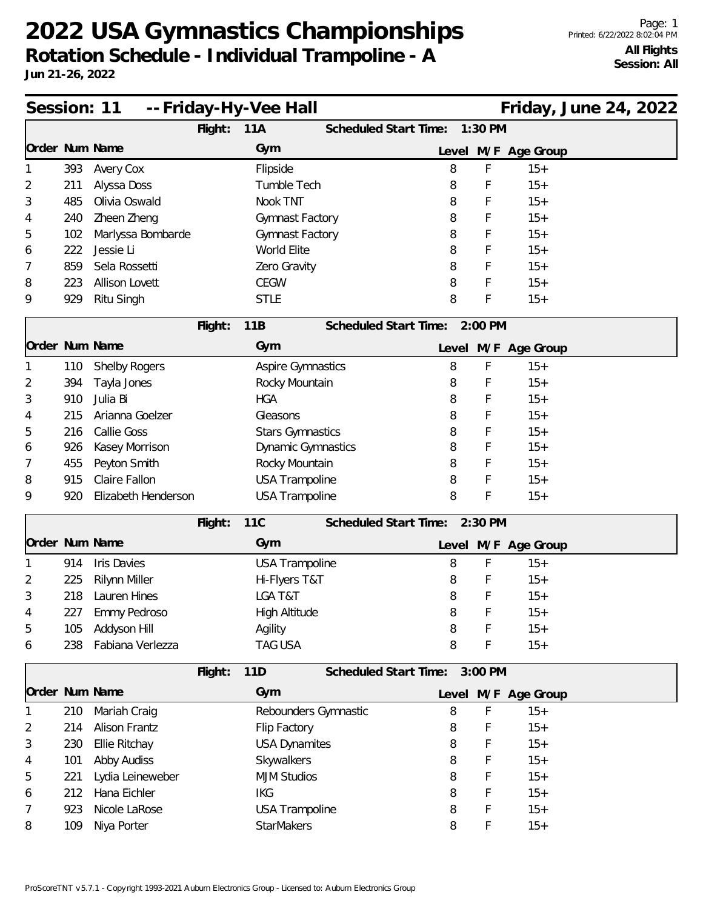# 2022 USA Gymnastics Championships

**Rotation Schedule - Individual Trampoline - A**

**Jun 21-26, 2022**

**All Flights**
**Session: All**

## Session: 11 -- Friday-Hy-Vee Hall — Friday, June 24, 2022

### Flight: 11A — Scheduled Start Time: 1:30 PM

| Order | Num | Name | Gym | Level | M/F | Age Group |
|---|---|---|---|---|---|---|
| 1 | 393 | Avery Cox | Flipside | 8 | F | 15+ |
| 2 | 211 | Alyssa Doss | Tumble Tech | 8 | F | 15+ |
| 3 | 485 | Olivia Oswald | Nook TNT | 8 | F | 15+ |
| 4 | 240 | Zheen Zheng | Gymnast Factory | 8 | F | 15+ |
| 5 | 102 | Marlyssa Bombarde | Gymnast Factory | 8 | F | 15+ |
| 6 | 222 | Jessie Li | World Elite | 8 | F | 15+ |
| 7 | 859 | Sela Rossetti | Zero Gravity | 8 | F | 15+ |
| 8 | 223 | Allison Lovett | CEGW | 8 | F | 15+ |
| 9 | 929 | Ritu Singh | STLE | 8 | F | 15+ |

### Flight: 11B — Scheduled Start Time: 2:00 PM

| Order | Num | Name | Gym | Level | M/F | Age Group |
|---|---|---|---|---|---|---|
| 1 | 110 | Shelby Rogers | Aspire Gymnastics | 8 | F | 15+ |
| 2 | 394 | Tayla Jones | Rocky Mountain | 8 | F | 15+ |
| 3 | 910 | Julia Bi | HGA | 8 | F | 15+ |
| 4 | 215 | Arianna Goelzer | Gleasons | 8 | F | 15+ |
| 5 | 216 | Callie Goss | Stars Gymnastics | 8 | F | 15+ |
| 6 | 926 | Kasey Morrison | Dynamic Gymnastics | 8 | F | 15+ |
| 7 | 455 | Peyton Smith | Rocky Mountain | 8 | F | 15+ |
| 8 | 915 | Claire Fallon | USA Trampoline | 8 | F | 15+ |
| 9 | 920 | Elizabeth Henderson | USA Trampoline | 8 | F | 15+ |

### Flight: 11C — Scheduled Start Time: 2:30 PM

| Order | Num | Name | Gym | Level | M/F | Age Group |
|---|---|---|---|---|---|---|
| 1 | 914 | Iris Davies | USA Trampoline | 8 | F | 15+ |
| 2 | 225 | Rilynn Miller | Hi-Flyers T&T | 8 | F | 15+ |
| 3 | 218 | Lauren Hines | LGA T&T | 8 | F | 15+ |
| 4 | 227 | Emmy Pedroso | High Altitude | 8 | F | 15+ |
| 5 | 105 | Addyson Hill | Agility | 8 | F | 15+ |
| 6 | 238 | Fabiana Verlezza | TAG USA | 8 | F | 15+ |

### Flight: 11D — Scheduled Start Time: 3:00 PM

| Order | Num | Name | Gym | Level | M/F | Age Group |
|---|---|---|---|---|---|---|
| 1 | 210 | Mariah Craig | Rebounders Gymnastic | 8 | F | 15+ |
| 2 | 214 | Alison Frantz | Flip Factory | 8 | F | 15+ |
| 3 | 230 | Ellie Ritchay | USA Dynamites | 8 | F | 15+ |
| 4 | 101 | Abby Audiss | Skywalkers | 8 | F | 15+ |
| 5 | 221 | Lydia Leineweber | MJM Studios | 8 | F | 15+ |
| 6 | 212 | Hana Eichler | IKG | 8 | F | 15+ |
| 7 | 923 | Nicole LaRose | USA Trampoline | 8 | F | 15+ |
| 8 | 109 | Niya Porter | StarMakers | 8 | F | 15+ |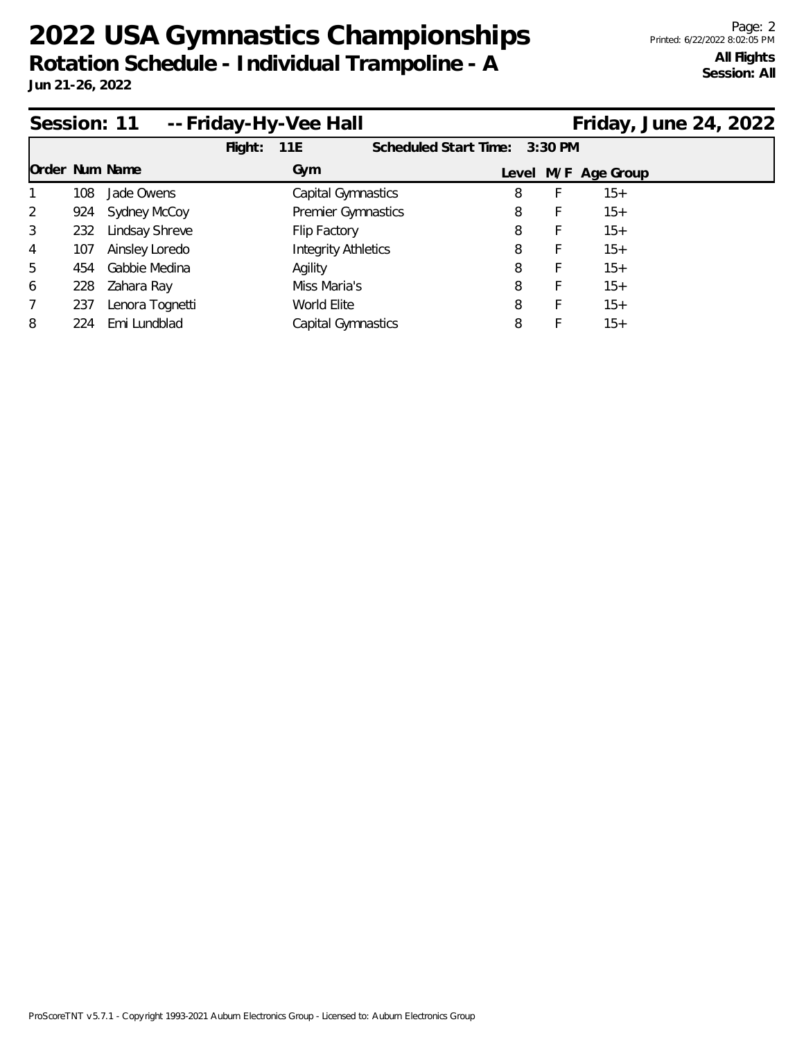# 2022 USA Gymnastics Championships

**Rotation Schedule - Individual Trampoline - A**

**Jun 21-26, 2022**

**All Flights**
**Session: All**

## Session: 11 -- Friday-Hy-Vee Hall — Friday, June 24, 2022

**Flight:** 11E **Scheduled Start Time:** 3:30 PM

| Order | Num | Name | Gym | Level | M/F | Age Group |
|---|---|---|---|---|---|---|
| 1 | 108 | Jade Owens | Capital Gymnastics | 8 | F | 15+ |
| 2 | 924 | Sydney McCoy | Premier Gymnastics | 8 | F | 15+ |
| 3 | 232 | Lindsay Shreve | Flip Factory | 8 | F | 15+ |
| 4 | 107 | Ainsley Loredo | Integrity Athletics | 8 | F | 15+ |
| 5 | 454 | Gabbie Medina | Agility | 8 | F | 15+ |
| 6 | 228 | Zahara Ray | Miss Maria's | 8 | F | 15+ |
| 7 | 237 | Lenora Tognetti | World Elite | 8 | F | 15+ |
| 8 | 224 | Emi Lundblad | Capital Gymnastics | 8 | F | 15+ |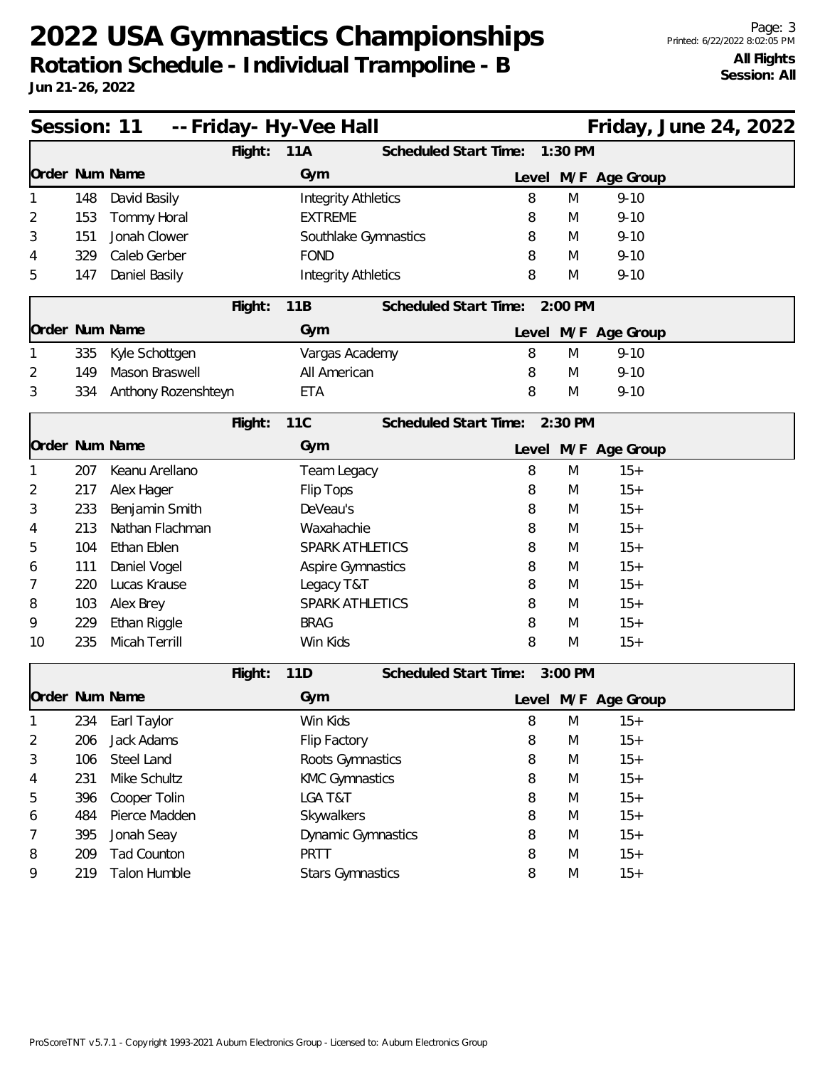# 2022 USA Gymnastics Championships

**Rotation Schedule - Individual Trampoline - B**

**Jun 21-26, 2022**

**All Flights**
**Session: All**

## Session: 11 -- Friday- Hy-Vee Hall — Friday, June 24, 2022

**Flight: 11A — Scheduled Start Time: 1:30 PM**

| Order | Num | Name | Gym | Level | M/F | Age Group |
|---|---|---|---|---|---|---|
| 1 | 148 | David Basily | Integrity Athletics | 8 | M | 9-10 |
| 2 | 153 | Tommy Horal | EXTREME | 8 | M | 9-10 |
| 3 | 151 | Jonah Clower | Southlake Gymnastics | 8 | M | 9-10 |
| 4 | 329 | Caleb Gerber | FOND | 8 | M | 9-10 |
| 5 | 147 | Daniel Basily | Integrity Athletics | 8 | M | 9-10 |

**Flight: 11B — Scheduled Start Time: 2:00 PM**

| Order | Num | Name | Gym | Level | M/F | Age Group |
|---|---|---|---|---|---|---|
| 1 | 335 | Kyle Schottgen | Vargas Academy | 8 | M | 9-10 |
| 2 | 149 | Mason Braswell | All American | 8 | M | 9-10 |
| 3 | 334 | Anthony Rozenshteyn | ETA | 8 | M | 9-10 |

**Flight: 11C — Scheduled Start Time: 2:30 PM**

| Order | Num | Name | Gym | Level | M/F | Age Group |
|---|---|---|---|---|---|---|
| 1 | 207 | Keanu Arellano | Team Legacy | 8 | M | 15+ |
| 2 | 217 | Alex Hager | Flip Tops | 8 | M | 15+ |
| 3 | 233 | Benjamin Smith | DeVeau's | 8 | M | 15+ |
| 4 | 213 | Nathan Flachman | Waxahachie | 8 | M | 15+ |
| 5 | 104 | Ethan Eblen | SPARK ATHLETICS | 8 | M | 15+ |
| 6 | 111 | Daniel Vogel | Aspire Gymnastics | 8 | M | 15+ |
| 7 | 220 | Lucas Krause | Legacy T&T | 8 | M | 15+ |
| 8 | 103 | Alex Brey | SPARK ATHLETICS | 8 | M | 15+ |
| 9 | 229 | Ethan Riggle | BRAG | 8 | M | 15+ |
| 10 | 235 | Micah Terrill | Win Kids | 8 | M | 15+ |

**Flight: 11D — Scheduled Start Time: 3:00 PM**

| Order | Num | Name | Gym | Level | M/F | Age Group |
|---|---|---|---|---|---|---|
| 1 | 234 | Earl Taylor | Win Kids | 8 | M | 15+ |
| 2 | 206 | Jack Adams | Flip Factory | 8 | M | 15+ |
| 3 | 106 | Steel Land | Roots Gymnastics | 8 | M | 15+ |
| 4 | 231 | Mike Schultz | KMC Gymnastics | 8 | M | 15+ |
| 5 | 396 | Cooper Tolin | LGA T&T | 8 | M | 15+ |
| 6 | 484 | Pierce Madden | Skywalkers | 8 | M | 15+ |
| 7 | 395 | Jonah Seay | Dynamic Gymnastics | 8 | M | 15+ |
| 8 | 209 | Tad Counton | PRTT | 8 | M | 15+ |
| 9 | 219 | Talon Humble | Stars Gymnastics | 8 | M | 15+ |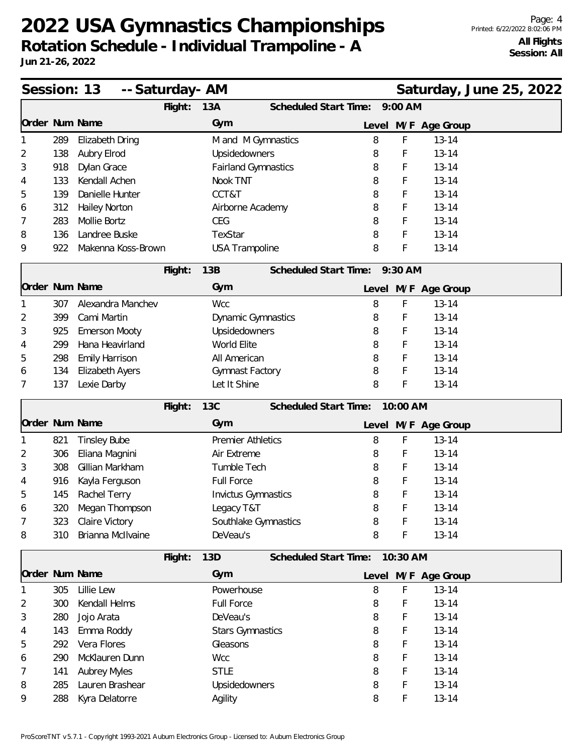# 2022 USA Gymnastics Championships

**Rotation Schedule - Individual Trampoline - A**

**Jun 21-26, 2022**

**All Flights**
**Session: All**

## Session: 13 -- Saturday- AM — Saturday, June 25, 2022

**Flight: 13A — Scheduled Start Time: 9:00 AM**

| Order | Num | Name | Gym | Level | M/F | Age Group |
|---|---|---|---|---|---|---|
| 1 | 289 | Elizabeth Dring | M and M Gymnastics | 8 | F | 13-14 |
| 2 | 138 | Aubry Elrod | Upsidedowners | 8 | F | 13-14 |
| 3 | 918 | Dylan Grace | Fairland Gymnastics | 8 | F | 13-14 |
| 4 | 133 | Kendall Achen | Nook TNT | 8 | F | 13-14 |
| 5 | 139 | Danielle Hunter | CCT&T | 8 | F | 13-14 |
| 6 | 312 | Hailey Norton | Airborne Academy | 8 | F | 13-14 |
| 7 | 283 | Mollie Bortz | CEG | 8 | F | 13-14 |
| 8 | 136 | Landree Buske | TexStar | 8 | F | 13-14 |
| 9 | 922 | Makenna Koss-Brown | USA Trampoline | 8 | F | 13-14 |

**Flight: 13B — Scheduled Start Time: 9:30 AM**

| Order | Num | Name | Gym | Level | M/F | Age Group |
|---|---|---|---|---|---|---|
| 1 | 307 | Alexandra Manchev | Wcc | 8 | F | 13-14 |
| 2 | 399 | Cami Martin | Dynamic Gymnastics | 8 | F | 13-14 |
| 3 | 925 | Emerson Mooty | Upsidedowners | 8 | F | 13-14 |
| 4 | 299 | Hana Heavirland | World Elite | 8 | F | 13-14 |
| 5 | 298 | Emily Harrison | All American | 8 | F | 13-14 |
| 6 | 134 | Elizabeth Ayers | Gymnast Factory | 8 | F | 13-14 |
| 7 | 137 | Lexie Darby | Let It Shine | 8 | F | 13-14 |

**Flight: 13C — Scheduled Start Time: 10:00 AM**

| Order | Num | Name | Gym | Level | M/F | Age Group |
|---|---|---|---|---|---|---|
| 1 | 821 | Tinsley Bube | Premier Athletics | 8 | F | 13-14 |
| 2 | 306 | Eliana Magnini | Air Extreme | 8 | F | 13-14 |
| 3 | 308 | Gillian Markham | Tumble Tech | 8 | F | 13-14 |
| 4 | 916 | Kayla Ferguson | Full Force | 8 | F | 13-14 |
| 5 | 145 | Rachel Terry | Invictus Gymnastics | 8 | F | 13-14 |
| 6 | 320 | Megan Thompson | Legacy T&T | 8 | F | 13-14 |
| 7 | 323 | Claire Victory | Southlake Gymnastics | 8 | F | 13-14 |
| 8 | 310 | Brianna McIlvaine | DeVeau's | 8 | F | 13-14 |

**Flight: 13D — Scheduled Start Time: 10:30 AM**

| Order | Num | Name | Gym | Level | M/F | Age Group |
|---|---|---|---|---|---|---|
| 1 | 305 | Lillie Lew | Powerhouse | 8 | F | 13-14 |
| 2 | 300 | Kendall Helms | Full Force | 8 | F | 13-14 |
| 3 | 280 | Jojo Arata | DeVeau's | 8 | F | 13-14 |
| 4 | 143 | Emma Roddy | Stars Gymnastics | 8 | F | 13-14 |
| 5 | 292 | Vera Flores | Gleasons | 8 | F | 13-14 |
| 6 | 290 | McKlauren Dunn | Wcc | 8 | F | 13-14 |
| 7 | 141 | Aubrey Myles | STLE | 8 | F | 13-14 |
| 8 | 285 | Lauren Brashear | Upsidedowners | 8 | F | 13-14 |
| 9 | 288 | Kyra Delatorre | Agility | 8 | F | 13-14 |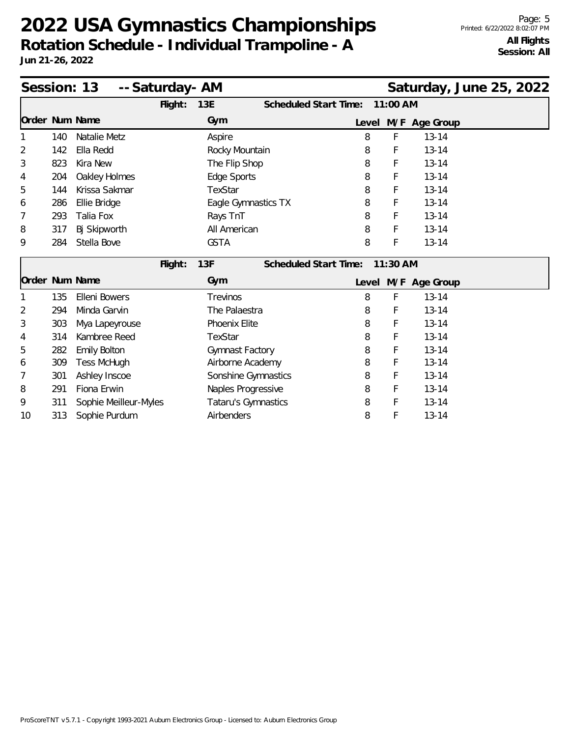# 2022 USA Gymnastics Championships

## Rotation Schedule - Individual Trampoline - A

**Jun 21-26, 2022**

**All Flights**
**Session: All**

## Session: 13 -- Saturday- AM — Saturday, June 25, 2022

**Flight: 13E — Scheduled Start Time: 11:00 AM**

| Order | Num | Name | Gym | Level | M/F | Age Group |
|---|---|---|---|---|---|---|
| 1 | 140 | Natalie Metz | Aspire | 8 | F | 13-14 |
| 2 | 142 | Ella Redd | Rocky Mountain | 8 | F | 13-14 |
| 3 | 823 | Kira New | The Flip Shop | 8 | F | 13-14 |
| 4 | 204 | Oakley Holmes | Edge Sports | 8 | F | 13-14 |
| 5 | 144 | Krissa Sakmar | TexStar | 8 | F | 13-14 |
| 6 | 286 | Ellie Bridge | Eagle Gymnastics TX | 8 | F | 13-14 |
| 7 | 293 | Talia Fox | Rays TnT | 8 | F | 13-14 |
| 8 | 317 | Bj Skipworth | All American | 8 | F | 13-14 |
| 9 | 284 | Stella Bove | GSTA | 8 | F | 13-14 |

**Flight: 13F — Scheduled Start Time: 11:30 AM**

| Order | Num | Name | Gym | Level | M/F | Age Group |
|---|---|---|---|---|---|---|
| 1 | 135 | Elleni Bowers | Trevinos | 8 | F | 13-14 |
| 2 | 294 | Minda Garvin | The Palaestra | 8 | F | 13-14 |
| 3 | 303 | Mya Lapeyrouse | Phoenix Elite | 8 | F | 13-14 |
| 4 | 314 | Kambree Reed | TexStar | 8 | F | 13-14 |
| 5 | 282 | Emily Bolton | Gymnast Factory | 8 | F | 13-14 |
| 6 | 309 | Tess McHugh | Airborne Academy | 8 | F | 13-14 |
| 7 | 301 | Ashley Inscoe | Sonshine Gymnastics | 8 | F | 13-14 |
| 8 | 291 | Fiona Erwin | Naples Progressive | 8 | F | 13-14 |
| 9 | 311 | Sophie Meilleur-Myles | Tataru's Gymnastics | 8 | F | 13-14 |
| 10 | 313 | Sophie Purdum | Airbenders | 8 | F | 13-14 |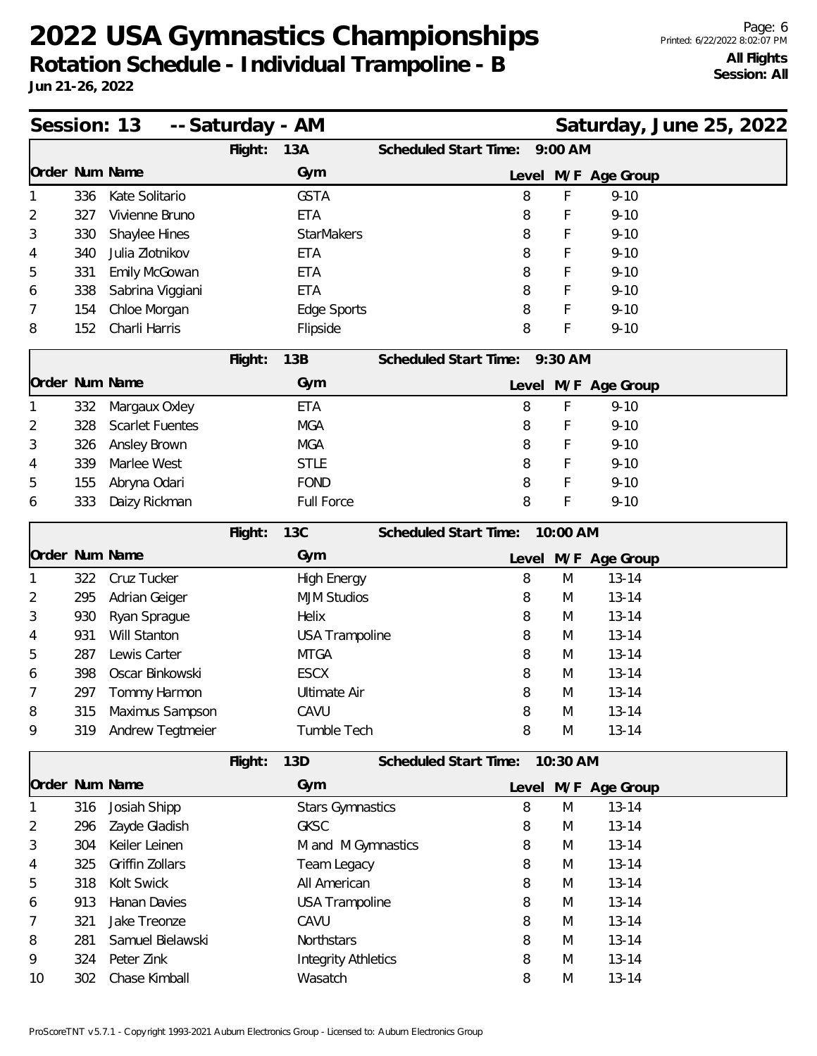# 2022 USA Gymnastics Championships

**Rotation Schedule - Individual Trampoline - B**

**Jun 21-26, 2022**

**All Flights**
**Session: All**

## Session: 13 -- Saturday - AM — Saturday, June 25, 2022

**Flight: 13A — Scheduled Start Time: 9:00 AM**

| Order | Num | Name | Gym | Level | M/F | Age Group |
|---|---|---|---|---|---|---|
| 1 | 336 | Kate Solitario | GSTA | 8 | F | 9-10 |
| 2 | 327 | Vivienne Bruno | ETA | 8 | F | 9-10 |
| 3 | 330 | Shaylee Hines | StarMakers | 8 | F | 9-10 |
| 4 | 340 | Julia Zlotnikov | ETA | 8 | F | 9-10 |
| 5 | 331 | Emily McGowan | ETA | 8 | F | 9-10 |
| 6 | 338 | Sabrina Viggiani | ETA | 8 | F | 9-10 |
| 7 | 154 | Chloe Morgan | Edge Sports | 8 | F | 9-10 |
| 8 | 152 | Charli Harris | Flipside | 8 | F | 9-10 |

**Flight: 13B — Scheduled Start Time: 9:30 AM**

| Order | Num | Name | Gym | Level | M/F | Age Group |
|---|---|---|---|---|---|---|
| 1 | 332 | Margaux Oxley | ETA | 8 | F | 9-10 |
| 2 | 328 | Scarlet Fuentes | MGA | 8 | F | 9-10 |
| 3 | 326 | Ansley Brown | MGA | 8 | F | 9-10 |
| 4 | 339 | Marlee West | STLE | 8 | F | 9-10 |
| 5 | 155 | Abryna Odari | FOND | 8 | F | 9-10 |
| 6 | 333 | Daizy Rickman | Full Force | 8 | F | 9-10 |

**Flight: 13C — Scheduled Start Time: 10:00 AM**

| Order | Num | Name | Gym | Level | M/F | Age Group |
|---|---|---|---|---|---|---|
| 1 | 322 | Cruz Tucker | High Energy | 8 | M | 13-14 |
| 2 | 295 | Adrian Geiger | MJM Studios | 8 | M | 13-14 |
| 3 | 930 | Ryan Sprague | Helix | 8 | M | 13-14 |
| 4 | 931 | Will Stanton | USA Trampoline | 8 | M | 13-14 |
| 5 | 287 | Lewis Carter | MTGA | 8 | M | 13-14 |
| 6 | 398 | Oscar Binkowski | ESCX | 8 | M | 13-14 |
| 7 | 297 | Tommy Harmon | Ultimate Air | 8 | M | 13-14 |
| 8 | 315 | Maximus Sampson | CAVU | 8 | M | 13-14 |
| 9 | 319 | Andrew Tegtmeier | Tumble Tech | 8 | M | 13-14 |

**Flight: 13D — Scheduled Start Time: 10:30 AM**

| Order | Num | Name | Gym | Level | M/F | Age Group |
|---|---|---|---|---|---|---|
| 1 | 316 | Josiah Shipp | Stars Gymnastics | 8 | M | 13-14 |
| 2 | 296 | Zayde Gladish | GKSC | 8 | M | 13-14 |
| 3 | 304 | Keiler Leinen | M and M Gymnastics | 8 | M | 13-14 |
| 4 | 325 | Griffin Zollars | Team Legacy | 8 | M | 13-14 |
| 5 | 318 | Kolt Swick | All American | 8 | M | 13-14 |
| 6 | 913 | Hanan Davies | USA Trampoline | 8 | M | 13-14 |
| 7 | 321 | Jake Treonze | CAVU | 8 | M | 13-14 |
| 8 | 281 | Samuel Bielawski | Northstars | 8 | M | 13-14 |
| 9 | 324 | Peter Zink | Integrity Athletics | 8 | M | 13-14 |
| 10 | 302 | Chase Kimball | Wasatch | 8 | M | 13-14 |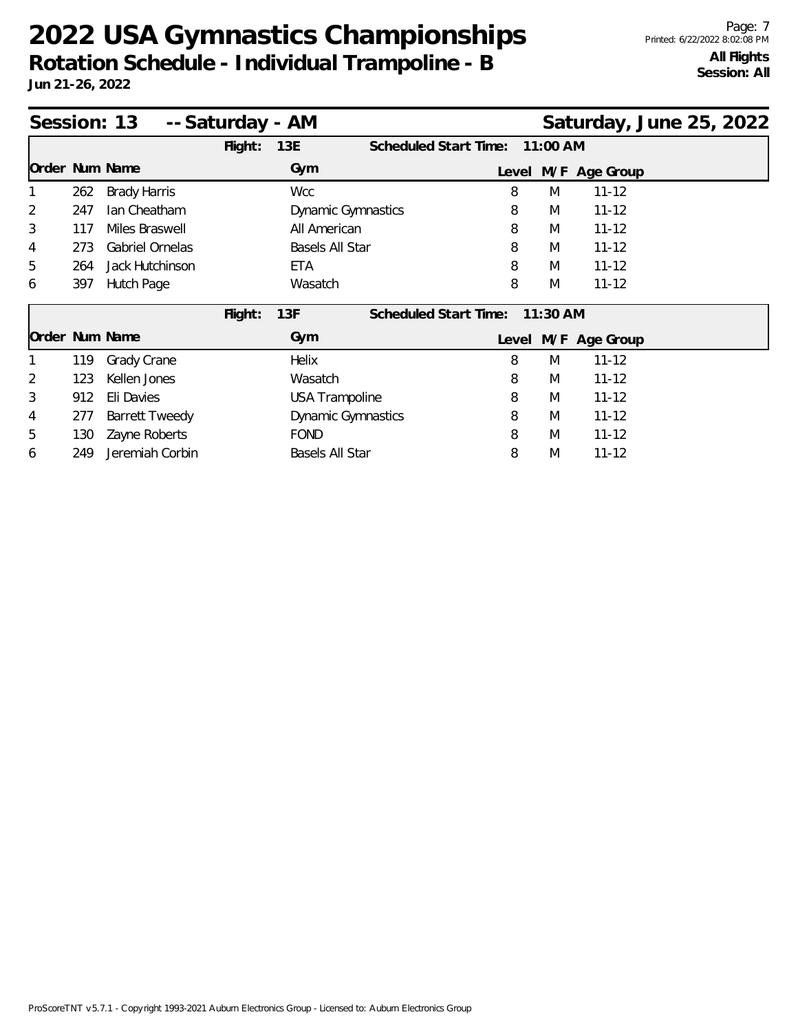# 2022 USA Gymnastics Championships

**Rotation Schedule - Individual Trampoline - B**

**Jun 21-26, 2022**

**All Flights**
**Session: All**

## Session: 13 -- Saturday - AM — Saturday, June 25, 2022

**Flight: 13E — Scheduled Start Time: 11:00 AM**

| Order | Num | Name | Gym | Level | M/F | Age Group |
|---|---|---|---|---|---|---|
| 1 | 262 | Brady Harris | Wcc | 8 | M | 11-12 |
| 2 | 247 | Ian Cheatham | Dynamic Gymnastics | 8 | M | 11-12 |
| 3 | 117 | Miles Braswell | All American | 8 | M | 11-12 |
| 4 | 273 | Gabriel Ornelas | Basels All Star | 8 | M | 11-12 |
| 5 | 264 | Jack Hutchinson | ETA | 8 | M | 11-12 |
| 6 | 397 | Hutch Page | Wasatch | 8 | M | 11-12 |

**Flight: 13F — Scheduled Start Time: 11:30 AM**

| Order | Num | Name | Gym | Level | M/F | Age Group |
|---|---|---|---|---|---|---|
| 1 | 119 | Grady Crane | Helix | 8 | M | 11-12 |
| 2 | 123 | Kellen Jones | Wasatch | 8 | M | 11-12 |
| 3 | 912 | Eli Davies | USA Trampoline | 8 | M | 11-12 |
| 4 | 277 | Barrett Tweedy | Dynamic Gymnastics | 8 | M | 11-12 |
| 5 | 130 | Zayne Roberts | FOND | 8 | M | 11-12 |
| 6 | 249 | Jeremiah Corbin | Basels All Star | 8 | M | 11-12 |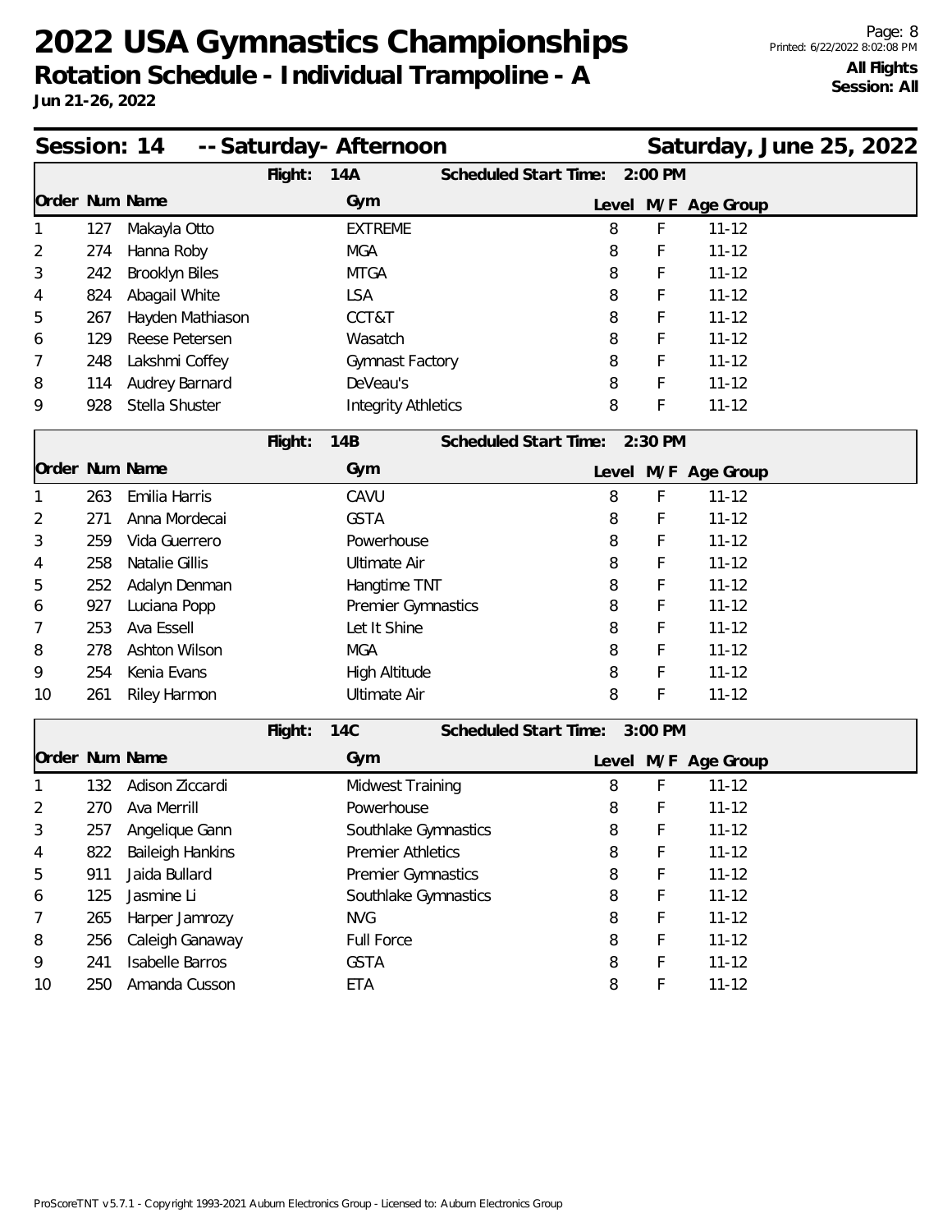# 2022 USA Gymnastics Championships

## Rotation Schedule - Individual Trampoline - A

**Jun 21-26, 2022**

**All Flights**
**Session: All**

## Session: 14 -- Saturday- Afternoon — Saturday, June 25, 2022

**Flight: 14A — Scheduled Start Time: 2:00 PM**

| Order | Num | Name | Gym | Level | M/F | Age Group |
|---|---|---|---|---|---|---|
| 1 | 127 | Makayla Otto | EXTREME | 8 | F | 11-12 |
| 2 | 274 | Hanna Roby | MGA | 8 | F | 11-12 |
| 3 | 242 | Brooklyn Biles | MTGA | 8 | F | 11-12 |
| 4 | 824 | Abagail White | LSA | 8 | F | 11-12 |
| 5 | 267 | Hayden Mathiason | CCT&T | 8 | F | 11-12 |
| 6 | 129 | Reese Petersen | Wasatch | 8 | F | 11-12 |
| 7 | 248 | Lakshmi Coffey | Gymnast Factory | 8 | F | 11-12 |
| 8 | 114 | Audrey Barnard | DeVeau's | 8 | F | 11-12 |
| 9 | 928 | Stella Shuster | Integrity Athletics | 8 | F | 11-12 |

**Flight: 14B — Scheduled Start Time: 2:30 PM**

| Order | Num | Name | Gym | Level | M/F | Age Group |
|---|---|---|---|---|---|---|
| 1 | 263 | Emilia Harris | CAVU | 8 | F | 11-12 |
| 2 | 271 | Anna Mordecai | GSTA | 8 | F | 11-12 |
| 3 | 259 | Vida Guerrero | Powerhouse | 8 | F | 11-12 |
| 4 | 258 | Natalie Gillis | Ultimate Air | 8 | F | 11-12 |
| 5 | 252 | Adalyn Denman | Hangtime TNT | 8 | F | 11-12 |
| 6 | 927 | Luciana Popp | Premier Gymnastics | 8 | F | 11-12 |
| 7 | 253 | Ava Essell | Let It Shine | 8 | F | 11-12 |
| 8 | 278 | Ashton Wilson | MGA | 8 | F | 11-12 |
| 9 | 254 | Kenia Evans | High Altitude | 8 | F | 11-12 |
| 10 | 261 | Riley Harmon | Ultimate Air | 8 | F | 11-12 |

**Flight: 14C — Scheduled Start Time: 3:00 PM**

| Order | Num | Name | Gym | Level | M/F | Age Group |
|---|---|---|---|---|---|---|
| 1 | 132 | Adison Ziccardi | Midwest Training | 8 | F | 11-12 |
| 2 | 270 | Ava Merrill | Powerhouse | 8 | F | 11-12 |
| 3 | 257 | Angelique Gann | Southlake Gymnastics | 8 | F | 11-12 |
| 4 | 822 | Baileigh Hankins | Premier Athletics | 8 | F | 11-12 |
| 5 | 911 | Jaida Bullard | Premier Gymnastics | 8 | F | 11-12 |
| 6 | 125 | Jasmine Li | Southlake Gymnastics | 8 | F | 11-12 |
| 7 | 265 | Harper Jamrozy | NVG | 8 | F | 11-12 |
| 8 | 256 | Caleigh Ganaway | Full Force | 8 | F | 11-12 |
| 9 | 241 | Isabelle Barros | GSTA | 8 | F | 11-12 |
| 10 | 250 | Amanda Cusson | ETA | 8 | F | 11-12 |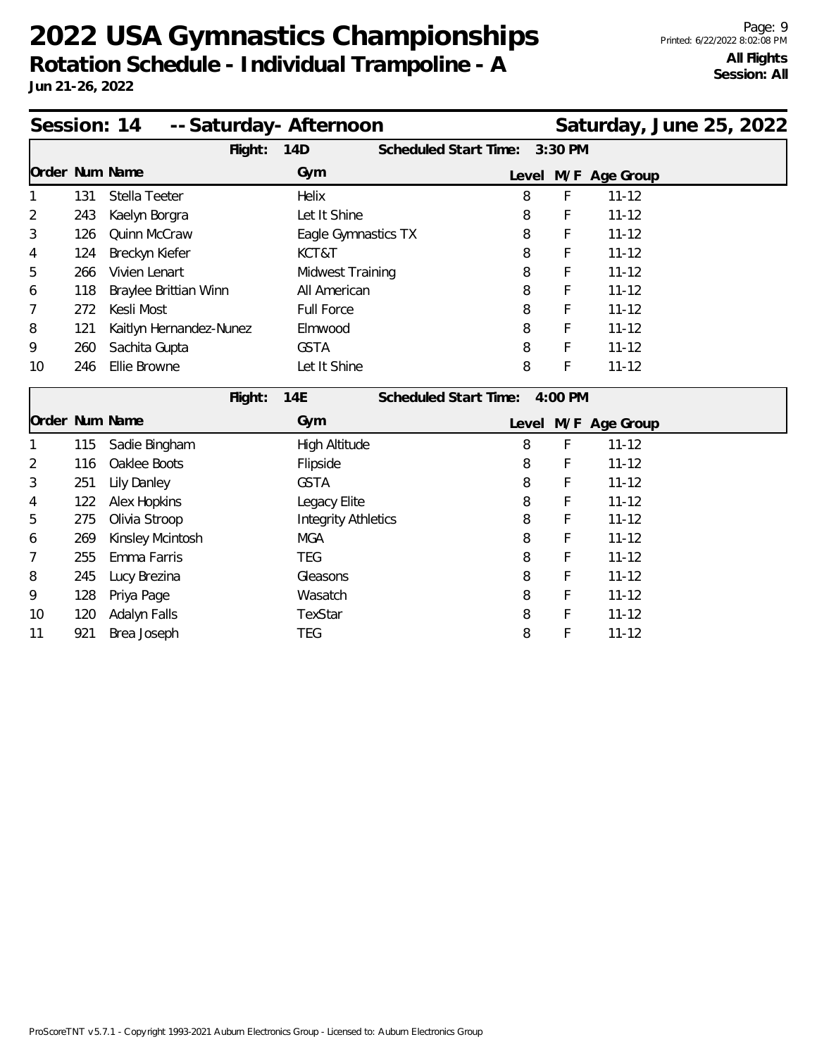# 2022 USA Gymnastics Championships

**Rotation Schedule - Individual Trampoline - A**

**Jun 21-26, 2022**

**All Flights**
**Session: All**

## Session: 14 -- Saturday- Afternoon — Saturday, June 25, 2022

**Flight: 14D — Scheduled Start Time: 3:30 PM**

| Order | Num | Name | Gym | Level | M/F | Age Group |
|---|---|---|---|---|---|---|
| 1 | 131 | Stella Teeter | Helix | 8 | F | 11-12 |
| 2 | 243 | Kaelyn Borgra | Let It Shine | 8 | F | 11-12 |
| 3 | 126 | Quinn McCraw | Eagle Gymnastics TX | 8 | F | 11-12 |
| 4 | 124 | Breckyn Kiefer | KCT&T | 8 | F | 11-12 |
| 5 | 266 | Vivien Lenart | Midwest Training | 8 | F | 11-12 |
| 6 | 118 | Braylee Brittian Winn | All American | 8 | F | 11-12 |
| 7 | 272 | Kesli Most | Full Force | 8 | F | 11-12 |
| 8 | 121 | Kaitlyn Hernandez-Nunez | Elmwood | 8 | F | 11-12 |
| 9 | 260 | Sachita Gupta | GSTA | 8 | F | 11-12 |
| 10 | 246 | Ellie Browne | Let It Shine | 8 | F | 11-12 |

**Flight: 14E — Scheduled Start Time: 4:00 PM**

| Order | Num | Name | Gym | Level | M/F | Age Group |
|---|---|---|---|---|---|---|
| 1 | 115 | Sadie Bingham | High Altitude | 8 | F | 11-12 |
| 2 | 116 | Oaklee Boots | Flipside | 8 | F | 11-12 |
| 3 | 251 | Lily Danley | GSTA | 8 | F | 11-12 |
| 4 | 122 | Alex Hopkins | Legacy Elite | 8 | F | 11-12 |
| 5 | 275 | Olivia Stroop | Integrity Athletics | 8 | F | 11-12 |
| 6 | 269 | Kinsley Mcintosh | MGA | 8 | F | 11-12 |
| 7 | 255 | Emma Farris | TEG | 8 | F | 11-12 |
| 8 | 245 | Lucy Brezina | Gleasons | 8 | F | 11-12 |
| 9 | 128 | Priya Page | Wasatch | 8 | F | 11-12 |
| 10 | 120 | Adalyn Falls | TexStar | 8 | F | 11-12 |
| 11 | 921 | Brea Joseph | TEG | 8 | F | 11-12 |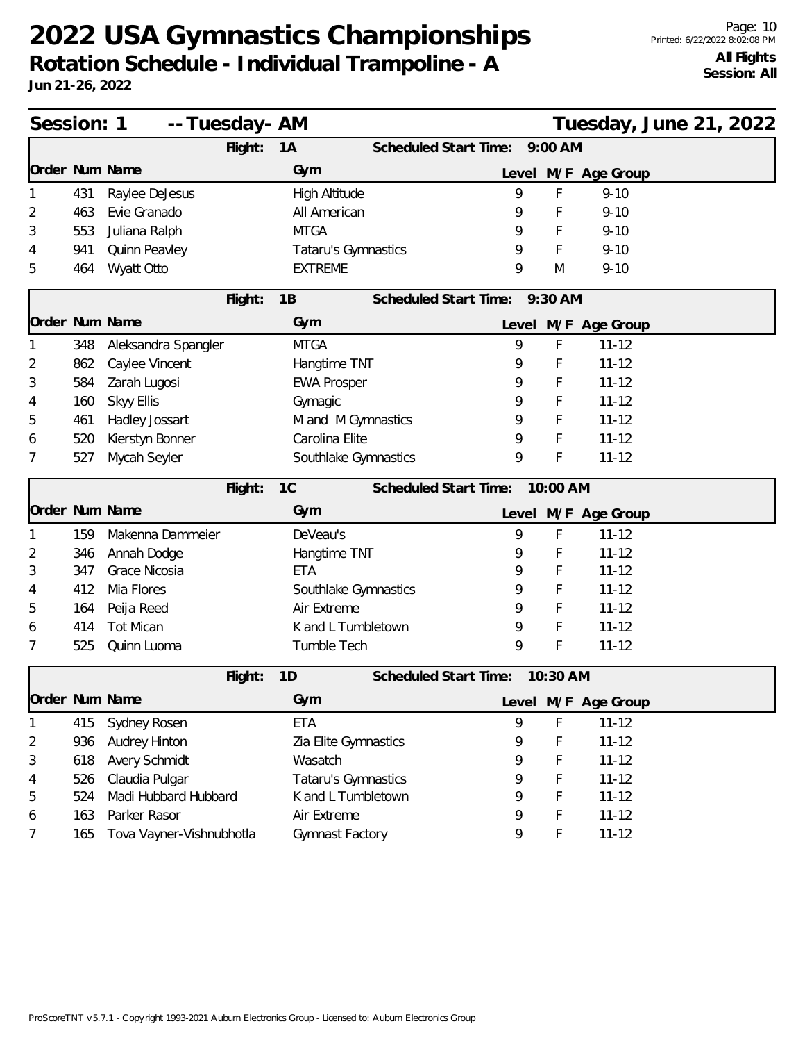# 2022 USA Gymnastics Championships

## Rotation Schedule - Individual Trampoline - A

**Jun 21-26, 2022**

**All Flights**
**Session: All**

### Session: 1 -- Tuesday- AM — Tuesday, June 21, 2022

**Flight: 1A — Scheduled Start Time: 9:00 AM**

| Order | Num | Name | Gym | Level | M/F | Age Group |
|---|---|---|---|---|---|---|
| 1 | 431 | Raylee DeJesus | High Altitude | 9 | F | 9-10 |
| 2 | 463 | Evie Granado | All American | 9 | F | 9-10 |
| 3 | 553 | Juliana Ralph | MTGA | 9 | F | 9-10 |
| 4 | 941 | Quinn Peavley | Tataru's Gymnastics | 9 | F | 9-10 |
| 5 | 464 | Wyatt Otto | EXTREME | 9 | M | 9-10 |

**Flight: 1B — Scheduled Start Time: 9:30 AM**

| Order | Num | Name | Gym | Level | M/F | Age Group |
|---|---|---|---|---|---|---|
| 1 | 348 | Aleksandra Spangler | MTGA | 9 | F | 11-12 |
| 2 | 862 | Caylee Vincent | Hangtime TNT | 9 | F | 11-12 |
| 3 | 584 | Zarah Lugosi | EWA Prosper | 9 | F | 11-12 |
| 4 | 160 | Skyy Ellis | Gymagic | 9 | F | 11-12 |
| 5 | 461 | Hadley Jossart | M and M Gymnastics | 9 | F | 11-12 |
| 6 | 520 | Kierstyn Bonner | Carolina Elite | 9 | F | 11-12 |
| 7 | 527 | Mycah Seyler | Southlake Gymnastics | 9 | F | 11-12 |

**Flight: 1C — Scheduled Start Time: 10:00 AM**

| Order | Num | Name | Gym | Level | M/F | Age Group |
|---|---|---|---|---|---|---|
| 1 | 159 | Makenna Dammeier | DeVeau's | 9 | F | 11-12 |
| 2 | 346 | Annah Dodge | Hangtime TNT | 9 | F | 11-12 |
| 3 | 347 | Grace Nicosia | ETA | 9 | F | 11-12 |
| 4 | 412 | Mia Flores | Southlake Gymnastics | 9 | F | 11-12 |
| 5 | 164 | Peija Reed | Air Extreme | 9 | F | 11-12 |
| 6 | 414 | Tot Mican | K and L Tumbletown | 9 | F | 11-12 |
| 7 | 525 | Quinn Luoma | Tumble Tech | 9 | F | 11-12 |

**Flight: 1D — Scheduled Start Time: 10:30 AM**

| Order | Num | Name | Gym | Level | M/F | Age Group |
|---|---|---|---|---|---|---|
| 1 | 415 | Sydney Rosen | ETA | 9 | F | 11-12 |
| 2 | 936 | Audrey Hinton | Zia Elite Gymnastics | 9 | F | 11-12 |
| 3 | 618 | Avery Schmidt | Wasatch | 9 | F | 11-12 |
| 4 | 526 | Claudia Pulgar | Tataru's Gymnastics | 9 | F | 11-12 |
| 5 | 524 | Madi Hubbard Hubbard | K and L Tumbletown | 9 | F | 11-12 |
| 6 | 163 | Parker Rasor | Air Extreme | 9 | F | 11-12 |
| 7 | 165 | Tova Vayner-Vishnubhotla | Gymnast Factory | 9 | F | 11-12 |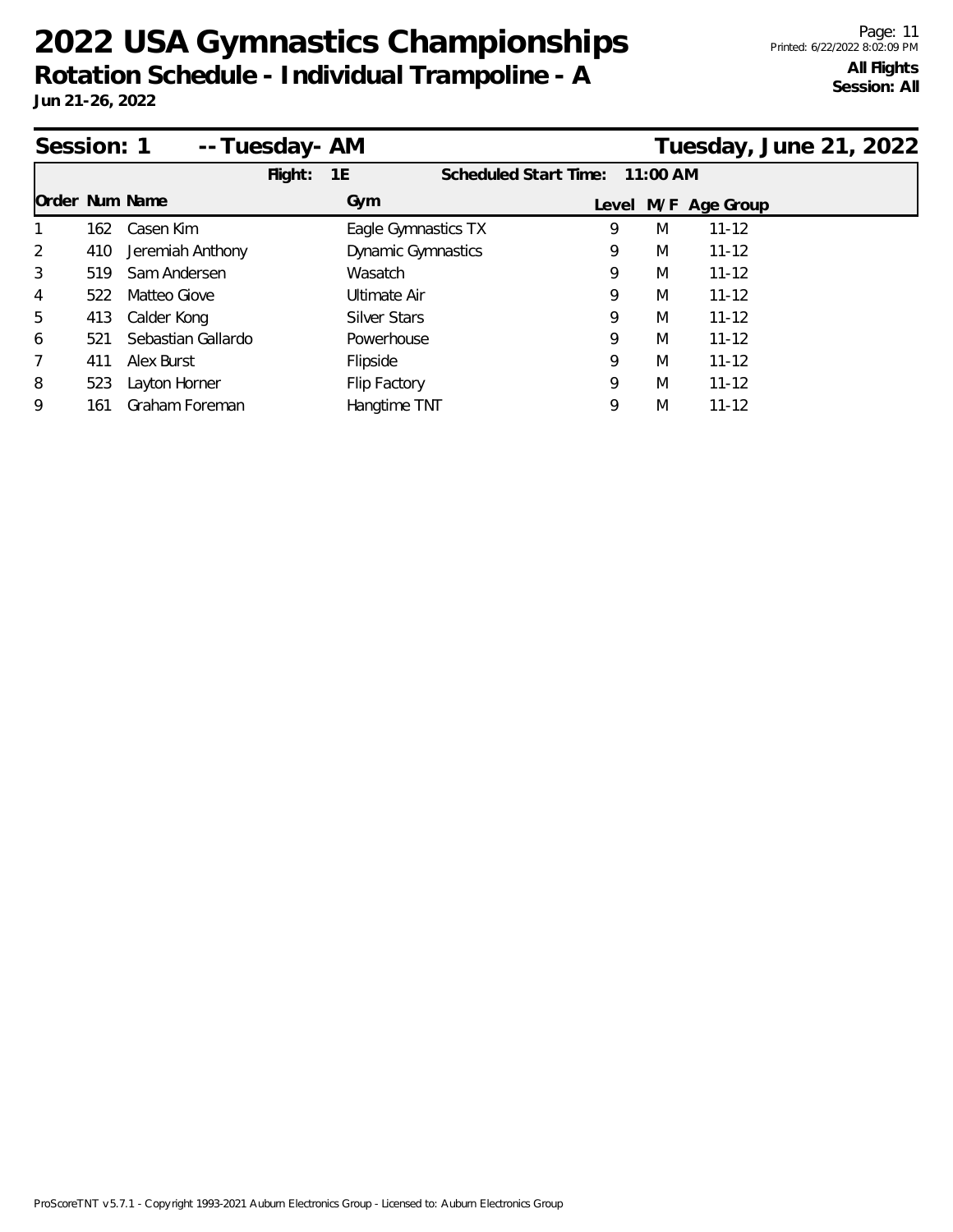# 2022 USA Gymnastics Championships

## Rotation Schedule - Individual Trampoline - A

**Jun 21-26, 2022**

**All Flights**
**Session: All**

## Session: 1 -- Tuesday- AM — Tuesday, June 21, 2022

**Flight:** 1E **Scheduled Start Time:** 11:00 AM

| Order | Num | Name | Gym | Level | M/F | Age Group |
|---|---|---|---|---|---|---|
| 1 | 162 | Casen Kim | Eagle Gymnastics TX | 9 | M | 11-12 |
| 2 | 410 | Jeremiah Anthony | Dynamic Gymnastics | 9 | M | 11-12 |
| 3 | 519 | Sam Andersen | Wasatch | 9 | M | 11-12 |
| 4 | 522 | Matteo Giove | Ultimate Air | 9 | M | 11-12 |
| 5 | 413 | Calder Kong | Silver Stars | 9 | M | 11-12 |
| 6 | 521 | Sebastian Gallardo | Powerhouse | 9 | M | 11-12 |
| 7 | 411 | Alex Burst | Flipside | 9 | M | 11-12 |
| 8 | 523 | Layton Horner | Flip Factory | 9 | M | 11-12 |
| 9 | 161 | Graham Foreman | Hangtime TNT | 9 | M | 11-12 |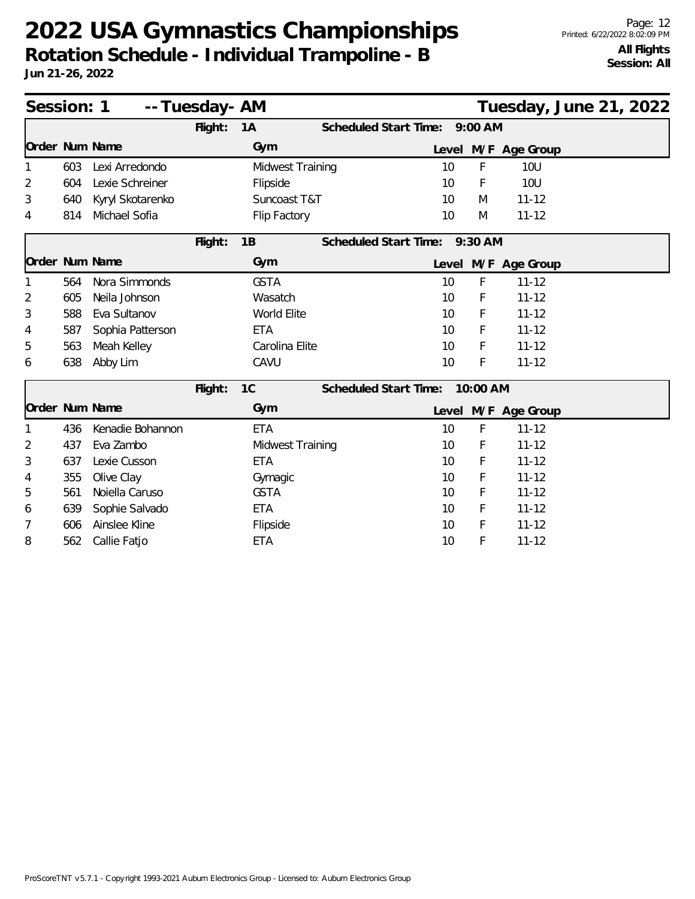# 2022 USA Gymnastics Championships

## Rotation Schedule - Individual Trampoline - B

**Jun 21-26, 2022**

**All Flights**
**Session: All**

### Session: 1 -- Tuesday- AM — Tuesday, June 21, 2022

**Flight: 1A — Scheduled Start Time: 9:00 AM**

| Order | Num | Name | Gym | Level | M/F | Age Group |
|---|---|---|---|---|---|---|
| 1 | 603 | Lexi Arredondo | Midwest Training | 10 | F | 10U |
| 2 | 604 | Lexie Schreiner | Flipside | 10 | F | 10U |
| 3 | 640 | Kyryl Skotarenko | Suncoast T&T | 10 | M | 11-12 |
| 4 | 814 | Michael Sofia | Flip Factory | 10 | M | 11-12 |

**Flight: 1B — Scheduled Start Time: 9:30 AM**

| Order | Num | Name | Gym | Level | M/F | Age Group |
|---|---|---|---|---|---|---|
| 1 | 564 | Nora Simmonds | GSTA | 10 | F | 11-12 |
| 2 | 605 | Neila Johnson | Wasatch | 10 | F | 11-12 |
| 3 | 588 | Eva Sultanov | World Elite | 10 | F | 11-12 |
| 4 | 587 | Sophia Patterson | ETA | 10 | F | 11-12 |
| 5 | 563 | Meah Kelley | Carolina Elite | 10 | F | 11-12 |
| 6 | 638 | Abby Lim | CAVU | 10 | F | 11-12 |

**Flight: 1C — Scheduled Start Time: 10:00 AM**

| Order | Num | Name | Gym | Level | M/F | Age Group |
|---|---|---|---|---|---|---|
| 1 | 436 | Kenadie Bohannon | ETA | 10 | F | 11-12 |
| 2 | 437 | Eva Zambo | Midwest Training | 10 | F | 11-12 |
| 3 | 637 | Lexie Cusson | ETA | 10 | F | 11-12 |
| 4 | 355 | Olive Clay | Gymagic | 10 | F | 11-12 |
| 5 | 561 | Noiella Caruso | GSTA | 10 | F | 11-12 |
| 6 | 639 | Sophie Salvado | ETA | 10 | F | 11-12 |
| 7 | 606 | Ainslee Kline | Flipside | 10 | F | 11-12 |
| 8 | 562 | Callie Fatjo | ETA | 10 | F | 11-12 |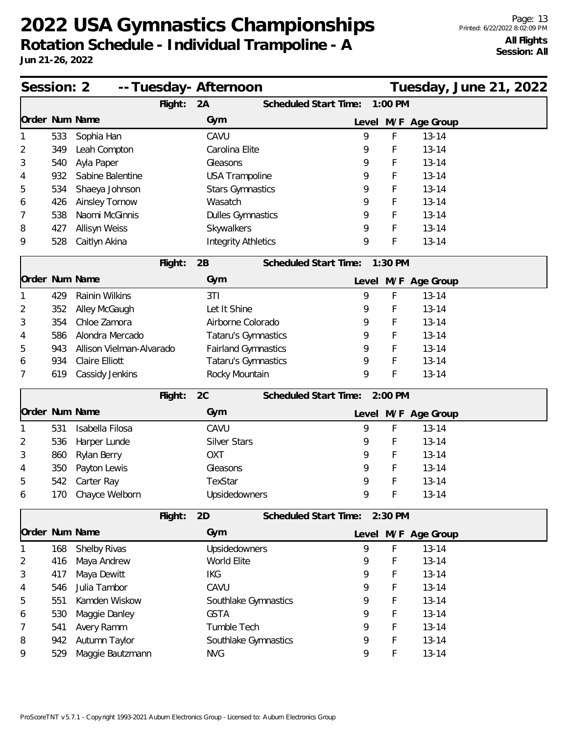# 2022 USA Gymnastics Championships

## Rotation Schedule - Individual Trampoline - A

**Jun 21-26, 2022**

**All Flights**
**Session: All**

## Session: 2 -- Tuesday- Afternoon — Tuesday, June 21, 2022

### Flight: 2A — Scheduled Start Time: 1:00 PM

| Order | Num | Name | Gym | Level | M/F | Age Group |
|---|---|---|---|---|---|---|
| 1 | 533 | Sophia Han | CAVU | 9 | F | 13-14 |
| 2 | 349 | Leah Compton | Carolina Elite | 9 | F | 13-14 |
| 3 | 540 | Ayla Paper | Gleasons | 9 | F | 13-14 |
| 4 | 932 | Sabine Balentine | USA Trampoline | 9 | F | 13-14 |
| 5 | 534 | Shaeya Johnson | Stars Gymnastics | 9 | F | 13-14 |
| 6 | 426 | Ainsley Tornow | Wasatch | 9 | F | 13-14 |
| 7 | 538 | Naomi McGinnis | Dulles Gymnastics | 9 | F | 13-14 |
| 8 | 427 | Allisyn Weiss | Skywalkers | 9 | F | 13-14 |
| 9 | 528 | Caitlyn Akina | Integrity Athletics | 9 | F | 13-14 |

### Flight: 2B — Scheduled Start Time: 1:30 PM

| Order | Num | Name | Gym | Level | M/F | Age Group |
|---|---|---|---|---|---|---|
| 1 | 429 | Rainin Wilkins | 3TI | 9 | F | 13-14 |
| 2 | 352 | Alley McGaugh | Let It Shine | 9 | F | 13-14 |
| 3 | 354 | Chloe Zamora | Airborne Colorado | 9 | F | 13-14 |
| 4 | 586 | Alondra Mercado | Tataru's Gymnastics | 9 | F | 13-14 |
| 5 | 943 | Allison Vielman-Alvarado | Fairland Gymnastics | 9 | F | 13-14 |
| 6 | 934 | Claire Elliott | Tataru's Gymnastics | 9 | F | 13-14 |
| 7 | 619 | Cassidy Jenkins | Rocky Mountain | 9 | F | 13-14 |

### Flight: 2C — Scheduled Start Time: 2:00 PM

| Order | Num | Name | Gym | Level | M/F | Age Group |
|---|---|---|---|---|---|---|
| 1 | 531 | Isabella Filosa | CAVU | 9 | F | 13-14 |
| 2 | 536 | Harper Lunde | Silver Stars | 9 | F | 13-14 |
| 3 | 860 | Rylan Berry | OXT | 9 | F | 13-14 |
| 4 | 350 | Payton Lewis | Gleasons | 9 | F | 13-14 |
| 5 | 542 | Carter Ray | TexStar | 9 | F | 13-14 |
| 6 | 170 | Chayce Welborn | Upsidedowners | 9 | F | 13-14 |

### Flight: 2D — Scheduled Start Time: 2:30 PM

| Order | Num | Name | Gym | Level | M/F | Age Group |
|---|---|---|---|---|---|---|
| 1 | 168 | Shelby Rivas | Upsidedowners | 9 | F | 13-14 |
| 2 | 416 | Maya Andrew | World Elite | 9 | F | 13-14 |
| 3 | 417 | Maya Dewitt | IKG | 9 | F | 13-14 |
| 4 | 546 | Julia Tambor | CAVU | 9 | F | 13-14 |
| 5 | 551 | Kamden Wiskow | Southlake Gymnastics | 9 | F | 13-14 |
| 6 | 530 | Maggie Danley | GSTA | 9 | F | 13-14 |
| 7 | 541 | Avery Ramm | Tumble Tech | 9 | F | 13-14 |
| 8 | 942 | Autumn Taylor | Southlake Gymnastics | 9 | F | 13-14 |
| 9 | 529 | Maggie Bautzmann | NVG | 9 | F | 13-14 |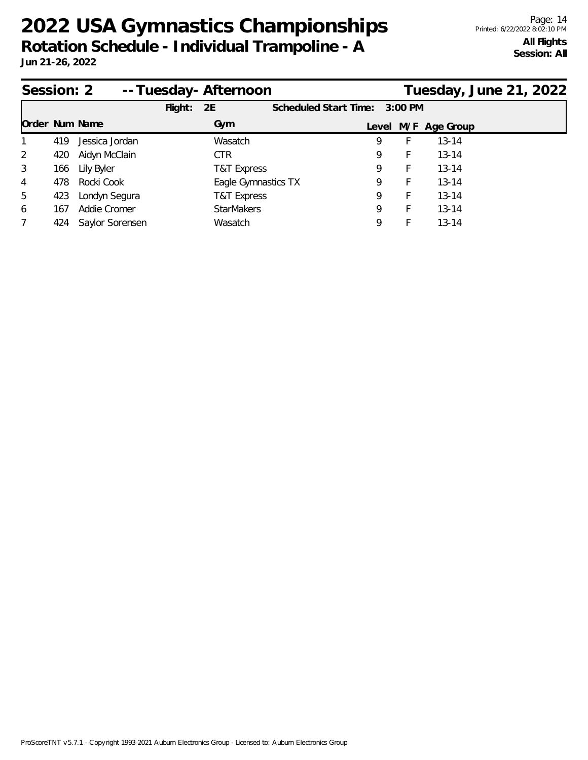# 2022 USA Gymnastics Championships

**Rotation Schedule - Individual Trampoline - A**

**Jun 21-26, 2022**

**All Flights**
**Session: All**

## Session: 2 -- Tuesday- Afternoon — Tuesday, June 21, 2022

**Flight: 2E** — **Scheduled Start Time: 3:00 PM**

| Order | Num | Name | Gym | Level | M/F | Age Group |
|---|---|---|---|---|---|---|
| 1 | 419 | Jessica Jordan | Wasatch | 9 | F | 13-14 |
| 2 | 420 | Aidyn McClain | CTR | 9 | F | 13-14 |
| 3 | 166 | Lily Byler | T&T Express | 9 | F | 13-14 |
| 4 | 478 | Rocki Cook | Eagle Gymnastics TX | 9 | F | 13-14 |
| 5 | 423 | Londyn Segura | T&T Express | 9 | F | 13-14 |
| 6 | 167 | Addie Cromer | StarMakers | 9 | F | 13-14 |
| 7 | 424 | Saylor Sorensen | Wasatch | 9 | F | 13-14 |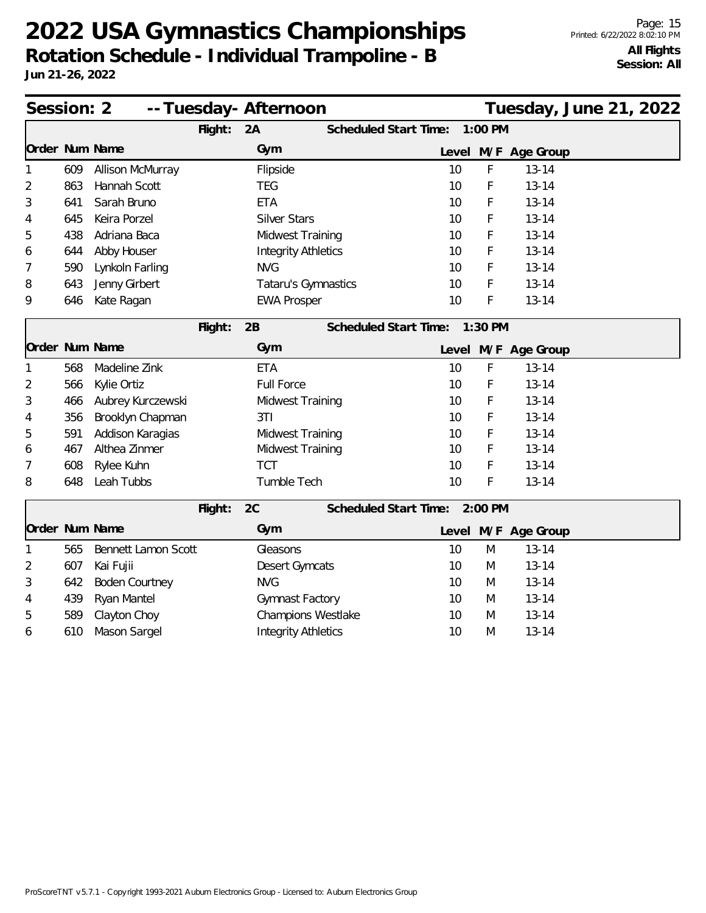# 2022 USA Gymnastics Championships

**Rotation Schedule - Individual Trampoline - B**

**Jun 21-26, 2022**

**All Flights**
**Session: All**

## Session: 2 -- Tuesday- Afternoon — Tuesday, June 21, 2022

**Flight: 2A** — **Scheduled Start Time: 1:00 PM**

| Order | Num | Name | Gym | Level | M/F | Age Group |
|---|---|---|---|---|---|---|
| 1 | 609 | Allison McMurray | Flipside | 10 | F | 13-14 |
| 2 | 863 | Hannah Scott | TEG | 10 | F | 13-14 |
| 3 | 641 | Sarah Bruno | ETA | 10 | F | 13-14 |
| 4 | 645 | Keira Porzel | Silver Stars | 10 | F | 13-14 |
| 5 | 438 | Adriana Baca | Midwest Training | 10 | F | 13-14 |
| 6 | 644 | Abby Houser | Integrity Athletics | 10 | F | 13-14 |
| 7 | 590 | Lynkoln Farling | NVG | 10 | F | 13-14 |
| 8 | 643 | Jenny Girbert | Tataru's Gymnastics | 10 | F | 13-14 |
| 9 | 646 | Kate Ragan | EWA Prosper | 10 | F | 13-14 |

**Flight: 2B** — **Scheduled Start Time: 1:30 PM**

| Order | Num | Name | Gym | Level | M/F | Age Group |
|---|---|---|---|---|---|---|
| 1 | 568 | Madeline Zink | ETA | 10 | F | 13-14 |
| 2 | 566 | Kylie Ortiz | Full Force | 10 | F | 13-14 |
| 3 | 466 | Aubrey Kurczewski | Midwest Training | 10 | F | 13-14 |
| 4 | 356 | Brooklyn Chapman | 3TI | 10 | F | 13-14 |
| 5 | 591 | Addison Karagias | Midwest Training | 10 | F | 13-14 |
| 6 | 467 | Althea Zinmer | Midwest Training | 10 | F | 13-14 |
| 7 | 608 | Rylee Kuhn | TCT | 10 | F | 13-14 |
| 8 | 648 | Leah Tubbs | Tumble Tech | 10 | F | 13-14 |

**Flight: 2C** — **Scheduled Start Time: 2:00 PM**

| Order | Num | Name | Gym | Level | M/F | Age Group |
|---|---|---|---|---|---|---|
| 1 | 565 | Bennett Lamon Scott | Gleasons | 10 | M | 13-14 |
| 2 | 607 | Kai Fujii | Desert Gymcats | 10 | M | 13-14 |
| 3 | 642 | Boden Courtney | NVG | 10 | M | 13-14 |
| 4 | 439 | Ryan Mantel | Gymnast Factory | 10 | M | 13-14 |
| 5 | 589 | Clayton Choy | Champions Westlake | 10 | M | 13-14 |
| 6 | 610 | Mason Sargel | Integrity Athletics | 10 | M | 13-14 |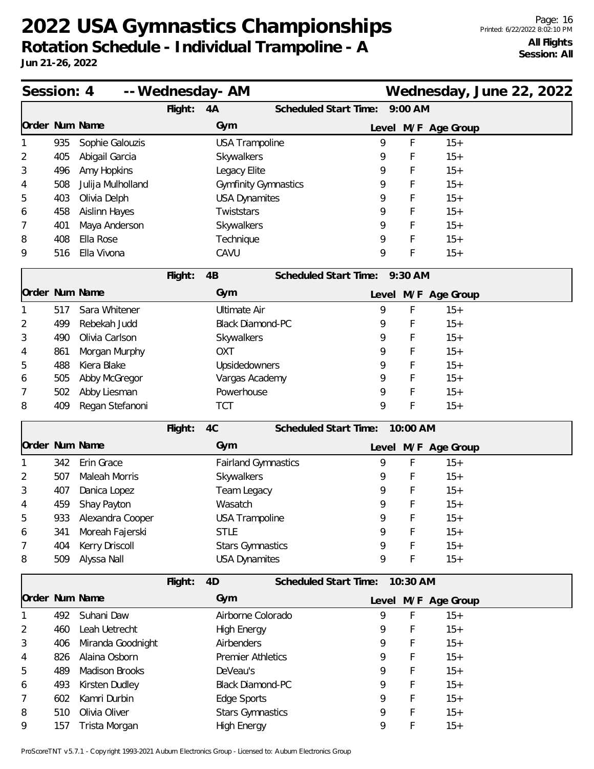# 2022 USA Gymnastics Championships

**Rotation Schedule - Individual Trampoline - A**

**Jun 21-26, 2022**

**All Flights**
**Session: All**

## Session: 4 -- Wednesday- AM — Wednesday, June 22, 2022

**Flight: 4A — Scheduled Start Time: 9:00 AM**

| Order | Num | Name | Gym | Level | M/F | Age Group |
|---|---|---|---|---|---|---|
| 1 | 935 | Sophie Galouzis | USA Trampoline | 9 | F | 15+ |
| 2 | 405 | Abigail Garcia | Skywalkers | 9 | F | 15+ |
| 3 | 496 | Amy Hopkins | Legacy Elite | 9 | F | 15+ |
| 4 | 508 | Julija Mulholland | Gymfinity Gymnastics | 9 | F | 15+ |
| 5 | 403 | Olivia Delph | USA Dynamites | 9 | F | 15+ |
| 6 | 458 | Aislinn Hayes | Twiststars | 9 | F | 15+ |
| 7 | 401 | Maya Anderson | Skywalkers | 9 | F | 15+ |
| 8 | 408 | Ella Rose | Technique | 9 | F | 15+ |
| 9 | 516 | Ella Vivona | CAVU | 9 | F | 15+ |

**Flight: 4B — Scheduled Start Time: 9:30 AM**

| Order | Num | Name | Gym | Level | M/F | Age Group |
|---|---|---|---|---|---|---|
| 1 | 517 | Sara Whitener | Ultimate Air | 9 | F | 15+ |
| 2 | 499 | Rebekah Judd | Black Diamond-PC | 9 | F | 15+ |
| 3 | 490 | Olivia Carlson | Skywalkers | 9 | F | 15+ |
| 4 | 861 | Morgan Murphy | OXT | 9 | F | 15+ |
| 5 | 488 | Kiera Blake | Upsidedowners | 9 | F | 15+ |
| 6 | 505 | Abby McGregor | Vargas Academy | 9 | F | 15+ |
| 7 | 502 | Abby Liesman | Powerhouse | 9 | F | 15+ |
| 8 | 409 | Regan Stefanoni | TCT | 9 | F | 15+ |

**Flight: 4C — Scheduled Start Time: 10:00 AM**

| Order | Num | Name | Gym | Level | M/F | Age Group |
|---|---|---|---|---|---|---|
| 1 | 342 | Erin Grace | Fairland Gymnastics | 9 | F | 15+ |
| 2 | 507 | Maleah Morris | Skywalkers | 9 | F | 15+ |
| 3 | 407 | Danica Lopez | Team Legacy | 9 | F | 15+ |
| 4 | 459 | Shay Payton | Wasatch | 9 | F | 15+ |
| 5 | 933 | Alexandra Cooper | USA Trampoline | 9 | F | 15+ |
| 6 | 341 | Moreah Fajerski | STLE | 9 | F | 15+ |
| 7 | 404 | Kerry Driscoll | Stars Gymnastics | 9 | F | 15+ |
| 8 | 509 | Alyssa Nall | USA Dynamites | 9 | F | 15+ |

**Flight: 4D — Scheduled Start Time: 10:30 AM**

| Order | Num | Name | Gym | Level | M/F | Age Group |
|---|---|---|---|---|---|---|
| 1 | 492 | Suhani Daw | Airborne Colorado | 9 | F | 15+ |
| 2 | 460 | Leah Uetrecht | High Energy | 9 | F | 15+ |
| 3 | 406 | Miranda Goodnight | Airbenders | 9 | F | 15+ |
| 4 | 826 | Alaina Osborn | Premier Athletics | 9 | F | 15+ |
| 5 | 489 | Madison Brooks | DeVeau's | 9 | F | 15+ |
| 6 | 493 | Kirsten Dudley | Black Diamond-PC | 9 | F | 15+ |
| 7 | 602 | Kamri Durbin | Edge Sports | 9 | F | 15+ |
| 8 | 510 | Olivia Oliver | Stars Gymnastics | 9 | F | 15+ |
| 9 | 157 | Trista Morgan | High Energy | 9 | F | 15+ |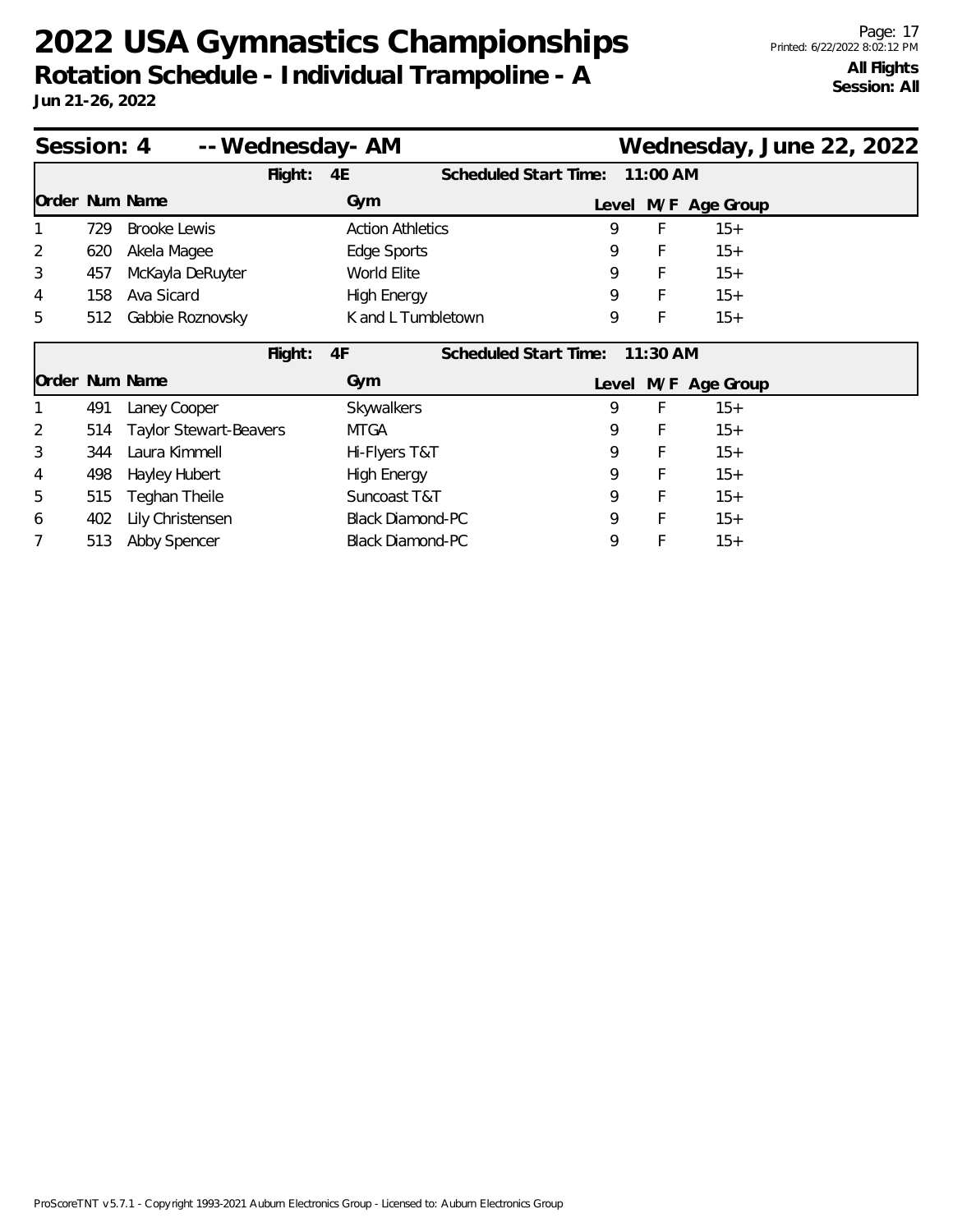# 2022 USA Gymnastics Championships

**Rotation Schedule - Individual Trampoline - A**

**Jun 21-26, 2022**

**All Flights**
**Session: All**

## Session: 4 -- Wednesday- AM — Wednesday, June 22, 2022

**Flight: 4E — Scheduled Start Time: 11:00 AM**

| Order | Num | Name | Gym | Level | M/F | Age Group |
|---|---|---|---|---|---|---|
| 1 | 729 | Brooke Lewis | Action Athletics | 9 | F | 15+ |
| 2 | 620 | Akela Magee | Edge Sports | 9 | F | 15+ |
| 3 | 457 | McKayla DeRuyter | World Elite | 9 | F | 15+ |
| 4 | 158 | Ava Sicard | High Energy | 9 | F | 15+ |
| 5 | 512 | Gabbie Roznovsky | K and L Tumbletown | 9 | F | 15+ |

**Flight: 4F — Scheduled Start Time: 11:30 AM**

| Order | Num | Name | Gym | Level | M/F | Age Group |
|---|---|---|---|---|---|---|
| 1 | 491 | Laney Cooper | Skywalkers | 9 | F | 15+ |
| 2 | 514 | Taylor Stewart-Beavers | MTGA | 9 | F | 15+ |
| 3 | 344 | Laura Kimmell | Hi-Flyers T&T | 9 | F | 15+ |
| 4 | 498 | Hayley Hubert | High Energy | 9 | F | 15+ |
| 5 | 515 | Teghan Theile | Suncoast T&T | 9 | F | 15+ |
| 6 | 402 | Lily Christensen | Black Diamond-PC | 9 | F | 15+ |
| 7 | 513 | Abby Spencer | Black Diamond-PC | 9 | F | 15+ |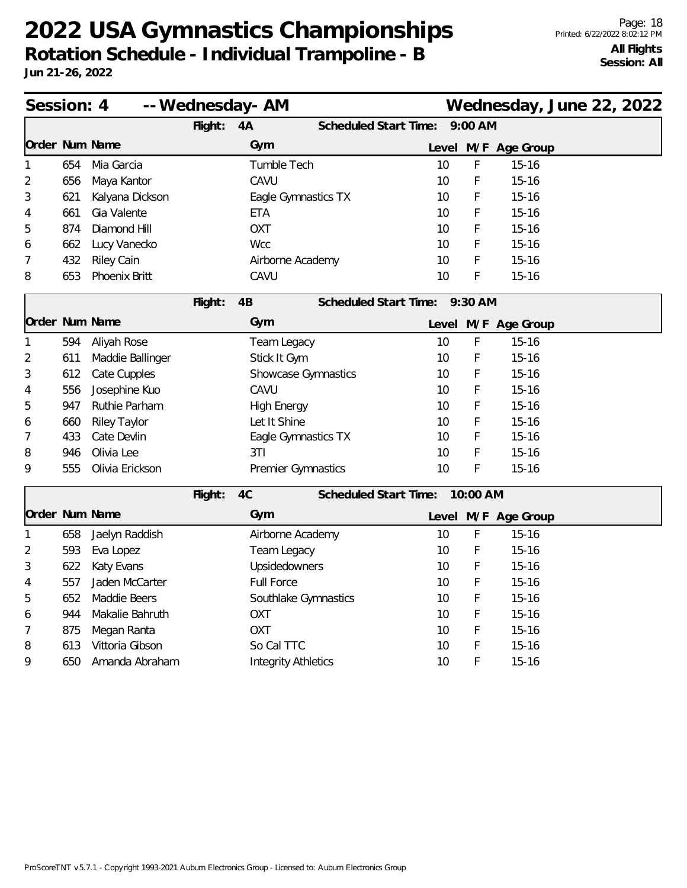# 2022 USA Gymnastics Championships

## Rotation Schedule - Individual Trampoline - B

**Jun 21-26, 2022**

**All Flights**
**Session: All**

## Session: 4 -- Wednesday- AM — Wednesday, June 22, 2022

### Flight: 4A — Scheduled Start Time: 9:00 AM

| Order | Num | Name | Gym | Level | M/F | Age Group |
|---|---|---|---|---|---|---|
| 1 | 654 | Mia Garcia | Tumble Tech | 10 | F | 15-16 |
| 2 | 656 | Maya Kantor | CAVU | 10 | F | 15-16 |
| 3 | 621 | Kalyana Dickson | Eagle Gymnastics TX | 10 | F | 15-16 |
| 4 | 661 | Gia Valente | ETA | 10 | F | 15-16 |
| 5 | 874 | Diamond Hill | OXT | 10 | F | 15-16 |
| 6 | 662 | Lucy Vanecko | Wcc | 10 | F | 15-16 |
| 7 | 432 | Riley Cain | Airborne Academy | 10 | F | 15-16 |
| 8 | 653 | Phoenix Britt | CAVU | 10 | F | 15-16 |

### Flight: 4B — Scheduled Start Time: 9:30 AM

| Order | Num | Name | Gym | Level | M/F | Age Group |
|---|---|---|---|---|---|---|
| 1 | 594 | Aliyah Rose | Team Legacy | 10 | F | 15-16 |
| 2 | 611 | Maddie Ballinger | Stick It Gym | 10 | F | 15-16 |
| 3 | 612 | Cate Cupples | Showcase Gymnastics | 10 | F | 15-16 |
| 4 | 556 | Josephine Kuo | CAVU | 10 | F | 15-16 |
| 5 | 947 | Ruthie Parham | High Energy | 10 | F | 15-16 |
| 6 | 660 | Riley Taylor | Let It Shine | 10 | F | 15-16 |
| 7 | 433 | Cate Devlin | Eagle Gymnastics TX | 10 | F | 15-16 |
| 8 | 946 | Olivia Lee | 3TI | 10 | F | 15-16 |
| 9 | 555 | Olivia Erickson | Premier Gymnastics | 10 | F | 15-16 |

### Flight: 4C — Scheduled Start Time: 10:00 AM

| Order | Num | Name | Gym | Level | M/F | Age Group |
|---|---|---|---|---|---|---|
| 1 | 658 | Jaelyn Raddish | Airborne Academy | 10 | F | 15-16 |
| 2 | 593 | Eva Lopez | Team Legacy | 10 | F | 15-16 |
| 3 | 622 | Katy Evans | Upsidedowners | 10 | F | 15-16 |
| 4 | 557 | Jaden McCarter | Full Force | 10 | F | 15-16 |
| 5 | 652 | Maddie Beers | Southlake Gymnastics | 10 | F | 15-16 |
| 6 | 944 | Makalie Bahruth | OXT | 10 | F | 15-16 |
| 7 | 875 | Megan Ranta | OXT | 10 | F | 15-16 |
| 8 | 613 | Vittoria Gibson | So Cal TTC | 10 | F | 15-16 |
| 9 | 650 | Amanda Abraham | Integrity Athletics | 10 | F | 15-16 |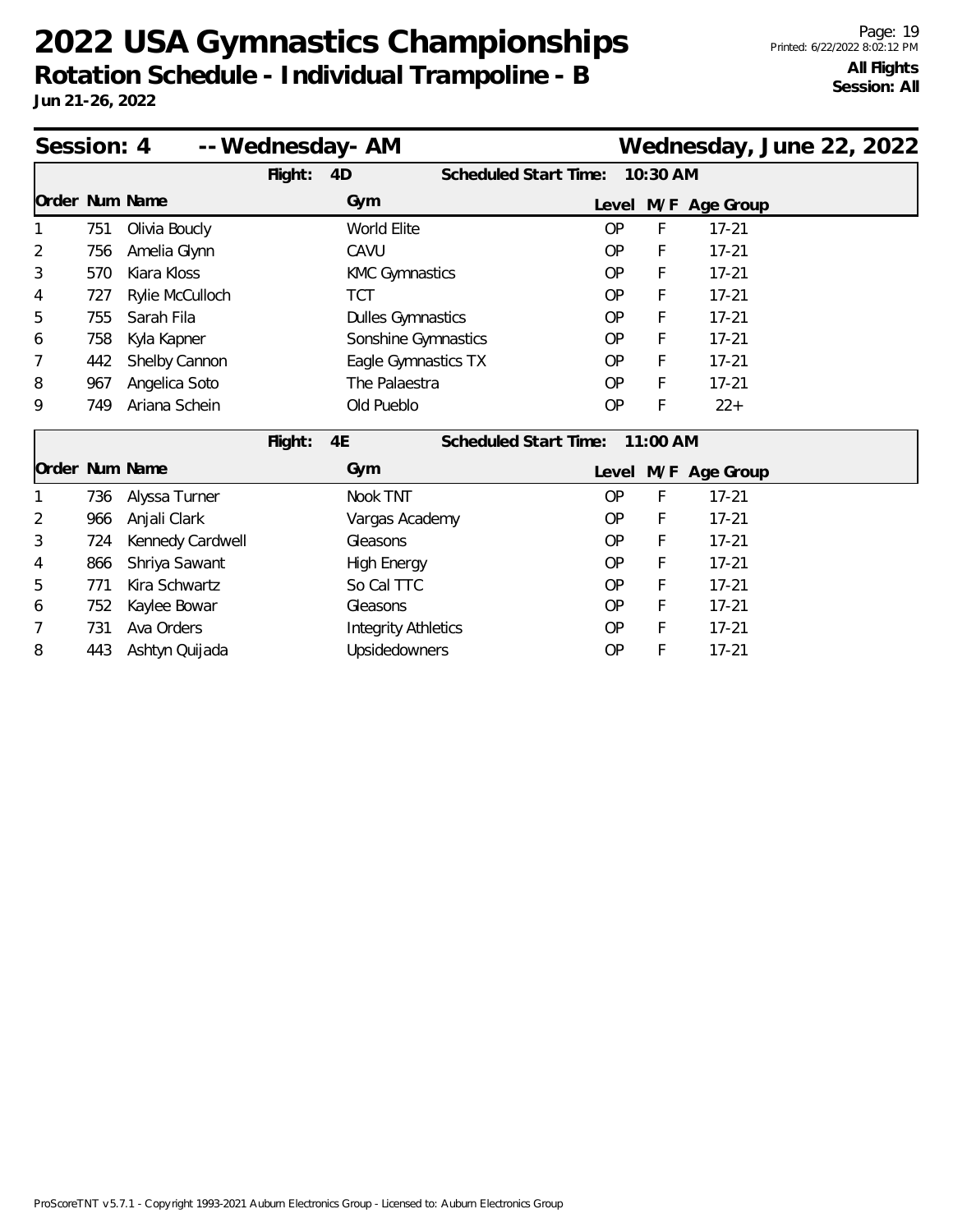# 2022 USA Gymnastics Championships

## Rotation Schedule - Individual Trampoline - B

**Jun 21-26, 2022**

**All Flights**
**Session: All**

## Session: 4 -- Wednesday- AM — Wednesday, June 22, 2022

**Flight: 4D — Scheduled Start Time: 10:30 AM**

| Order | Num | Name | Gym | Level | M/F | Age Group |
|---|---|---|---|---|---|---|
| 1 | 751 | Olivia Boucly | World Elite | OP | F | 17-21 |
| 2 | 756 | Amelia Glynn | CAVU | OP | F | 17-21 |
| 3 | 570 | Kiara Kloss | KMC Gymnastics | OP | F | 17-21 |
| 4 | 727 | Rylie McCulloch | TCT | OP | F | 17-21 |
| 5 | 755 | Sarah Fila | Dulles Gymnastics | OP | F | 17-21 |
| 6 | 758 | Kyla Kapner | Sonshine Gymnastics | OP | F | 17-21 |
| 7 | 442 | Shelby Cannon | Eagle Gymnastics TX | OP | F | 17-21 |
| 8 | 967 | Angelica Soto | The Palaestra | OP | F | 17-21 |
| 9 | 749 | Ariana Schein | Old Pueblo | OP | F | 22+ |

**Flight: 4E — Scheduled Start Time: 11:00 AM**

| Order | Num | Name | Gym | Level | M/F | Age Group |
|---|---|---|---|---|---|---|
| 1 | 736 | Alyssa Turner | Nook TNT | OP | F | 17-21 |
| 2 | 966 | Anjali Clark | Vargas Academy | OP | F | 17-21 |
| 3 | 724 | Kennedy Cardwell | Gleasons | OP | F | 17-21 |
| 4 | 866 | Shriya Sawant | High Energy | OP | F | 17-21 |
| 5 | 771 | Kira Schwartz | So Cal TTC | OP | F | 17-21 |
| 6 | 752 | Kaylee Bowar | Gleasons | OP | F | 17-21 |
| 7 | 731 | Ava Orders | Integrity Athletics | OP | F | 17-21 |
| 8 | 443 | Ashtyn Quijada | Upsidedowners | OP | F | 17-21 |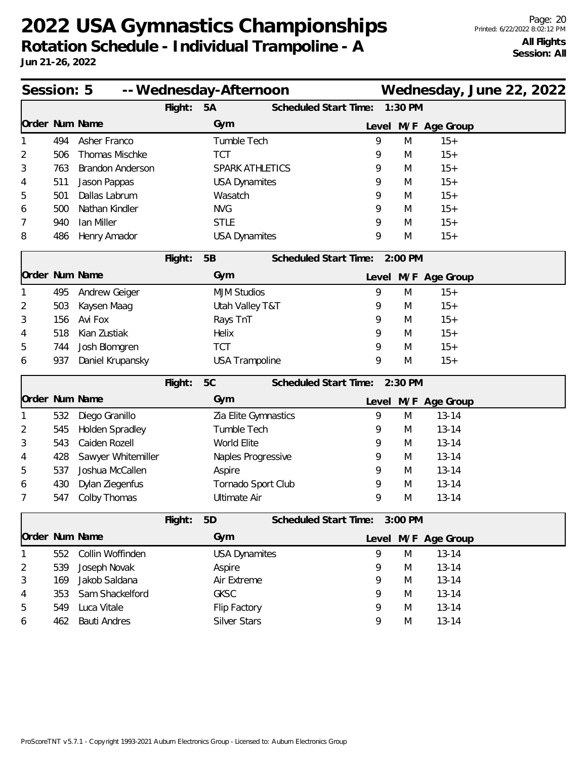# 2022 USA Gymnastics Championships

**Rotation Schedule - Individual Trampoline - A**

**Jun 21-26, 2022**

**All Flights**
**Session: All**

## Session: 5 -- Wednesday-Afternoon — Wednesday, June 22, 2022

### Flight: 5A — Scheduled Start Time: 1:30 PM

| Order | Num | Name | Gym | Level | M/F | Age Group |
|---|---|---|---|---|---|---|
| 1 | 494 | Asher Franco | Tumble Tech | 9 | M | 15+ |
| 2 | 506 | Thomas Mischke | TCT | 9 | M | 15+ |
| 3 | 763 | Brandon Anderson | SPARK ATHLETICS | 9 | M | 15+ |
| 4 | 511 | Jason Pappas | USA Dynamites | 9 | M | 15+ |
| 5 | 501 | Dallas Labrum | Wasatch | 9 | M | 15+ |
| 6 | 500 | Nathan Kindler | NVG | 9 | M | 15+ |
| 7 | 940 | Ian Miller | STLE | 9 | M | 15+ |
| 8 | 486 | Henry Amador | USA Dynamites | 9 | M | 15+ |

### Flight: 5B — Scheduled Start Time: 2:00 PM

| Order | Num | Name | Gym | Level | M/F | Age Group |
|---|---|---|---|---|---|---|
| 1 | 495 | Andrew Geiger | MJM Studios | 9 | M | 15+ |
| 2 | 503 | Kaysen Maag | Utah Valley T&T | 9 | M | 15+ |
| 3 | 156 | Avi Fox | Rays TnT | 9 | M | 15+ |
| 4 | 518 | Kian Zustiak | Helix | 9 | M | 15+ |
| 5 | 744 | Josh Blomgren | TCT | 9 | M | 15+ |
| 6 | 937 | Daniel Krupansky | USA Trampoline | 9 | M | 15+ |

### Flight: 5C — Scheduled Start Time: 2:30 PM

| Order | Num | Name | Gym | Level | M/F | Age Group |
|---|---|---|---|---|---|---|
| 1 | 532 | Diego Granillo | Zia Elite Gymnastics | 9 | M | 13-14 |
| 2 | 545 | Holden Spradley | Tumble Tech | 9 | M | 13-14 |
| 3 | 543 | Caiden Rozell | World Elite | 9 | M | 13-14 |
| 4 | 428 | Sawyer Whitemiller | Naples Progressive | 9 | M | 13-14 |
| 5 | 537 | Joshua McCallen | Aspire | 9 | M | 13-14 |
| 6 | 430 | Dylan Ziegenfus | Tornado Sport Club | 9 | M | 13-14 |
| 7 | 547 | Colby Thomas | Ultimate Air | 9 | M | 13-14 |

### Flight: 5D — Scheduled Start Time: 3:00 PM

| Order | Num | Name | Gym | Level | M/F | Age Group |
|---|---|---|---|---|---|---|
| 1 | 552 | Collin Woffinden | USA Dynamites | 9 | M | 13-14 |
| 2 | 539 | Joseph Novak | Aspire | 9 | M | 13-14 |
| 3 | 169 | Jakob Saldana | Air Extreme | 9 | M | 13-14 |
| 4 | 353 | Sam Shackelford | GKSC | 9 | M | 13-14 |
| 5 | 549 | Luca Vitale | Flip Factory | 9 | M | 13-14 |
| 6 | 462 | Bauti Andres | Silver Stars | 9 | M | 13-14 |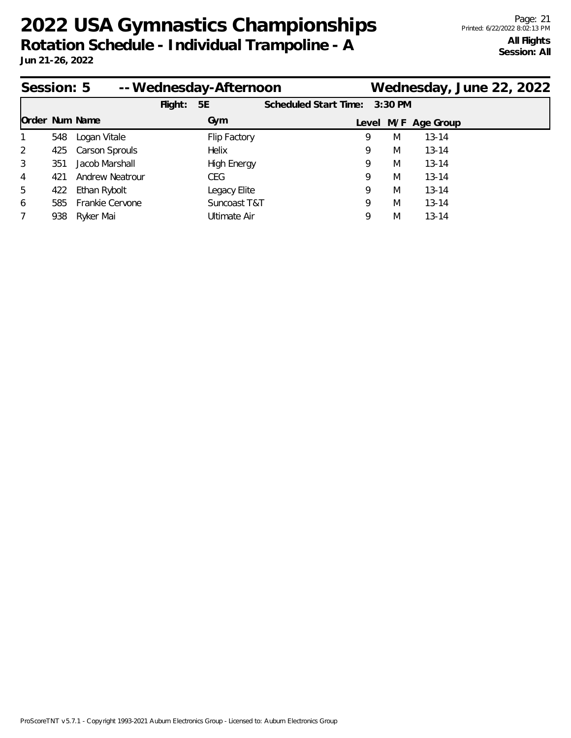# 2022 USA Gymnastics Championships

**Rotation Schedule - Individual Trampoline - A**

**Jun 21-26, 2022**

**All Flights**
**Session: All**

## Session: 5 -- Wednesday-Afternoon — Wednesday, June 22, 2022

**Flight:** 5E **Scheduled Start Time:** 3:30 PM

| Order | Num | Name | Gym | Level | M/F | Age Group |
|---|---|---|---|---|---|---|
| 1 | 548 | Logan Vitale | Flip Factory | 9 | M | 13-14 |
| 2 | 425 | Carson Sprouls | Helix | 9 | M | 13-14 |
| 3 | 351 | Jacob Marshall | High Energy | 9 | M | 13-14 |
| 4 | 421 | Andrew Neatrour | CEG | 9 | M | 13-14 |
| 5 | 422 | Ethan Rybolt | Legacy Elite | 9 | M | 13-14 |
| 6 | 585 | Frankie Cervone | Suncoast T&T | 9 | M | 13-14 |
| 7 | 938 | Ryker Mai | Ultimate Air | 9 | M | 13-14 |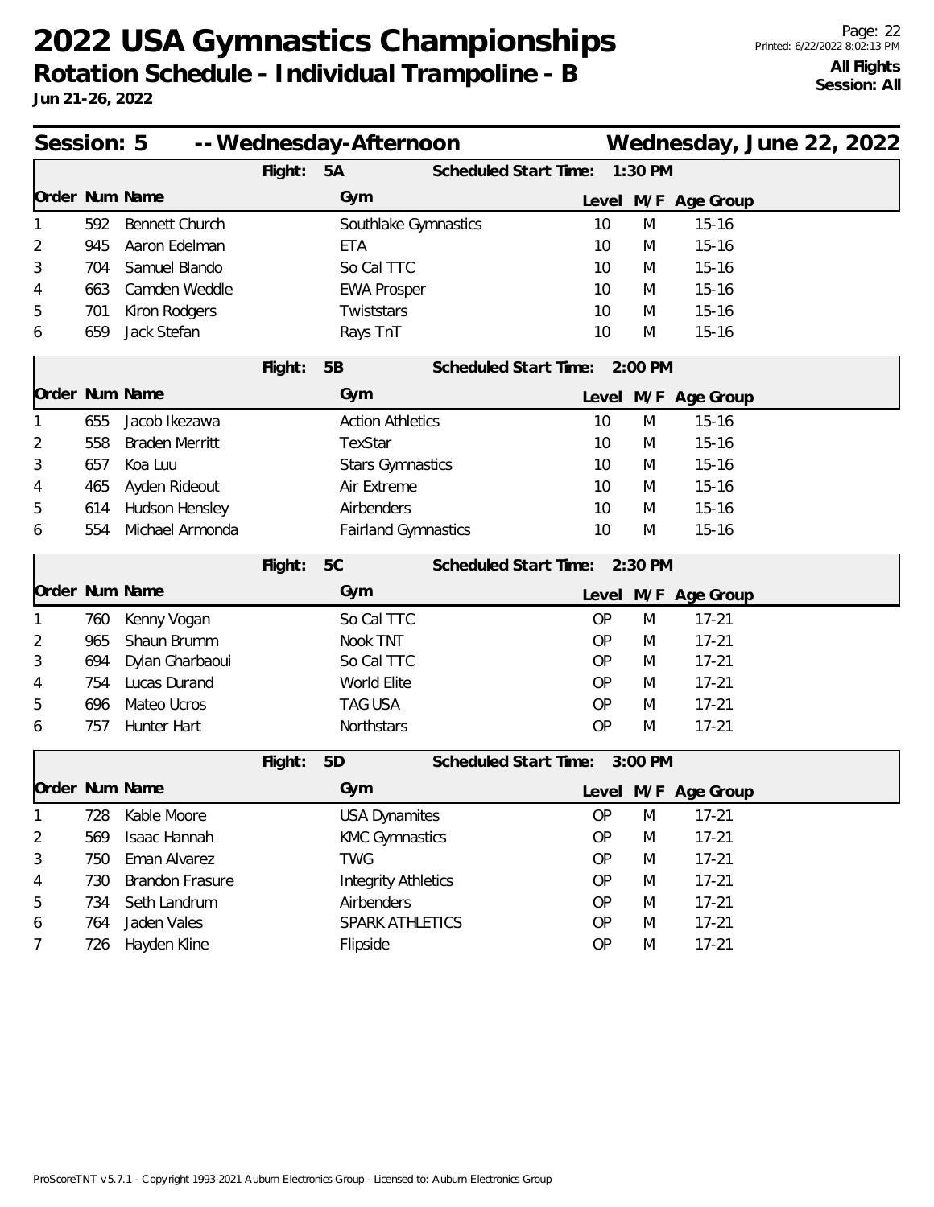# 2022 USA Gymnastics Championships

## Rotation Schedule - Individual Trampoline - B

**Jun 21-26, 2022**

**All Flights**
**Session: All**

## Session: 5 -- Wednesday-Afternoon — Wednesday, June 22, 2022

### Flight: 5A — Scheduled Start Time: 1:30 PM

| Order | Num | Name | Gym | Level | M/F | Age Group |
|---|---|---|---|---|---|---|
| 1 | 592 | Bennett Church | Southlake Gymnastics | 10 | M | 15-16 |
| 2 | 945 | Aaron Edelman | ETA | 10 | M | 15-16 |
| 3 | 704 | Samuel Blando | So Cal TTC | 10 | M | 15-16 |
| 4 | 663 | Camden Weddle | EWA Prosper | 10 | M | 15-16 |
| 5 | 701 | Kiron Rodgers | Twiststars | 10 | M | 15-16 |
| 6 | 659 | Jack Stefan | Rays TnT | 10 | M | 15-16 |

### Flight: 5B — Scheduled Start Time: 2:00 PM

| Order | Num | Name | Gym | Level | M/F | Age Group |
|---|---|---|---|---|---|---|
| 1 | 655 | Jacob Ikezawa | Action Athletics | 10 | M | 15-16 |
| 2 | 558 | Braden Merritt | TexStar | 10 | M | 15-16 |
| 3 | 657 | Koa Luu | Stars Gymnastics | 10 | M | 15-16 |
| 4 | 465 | Ayden Rideout | Air Extreme | 10 | M | 15-16 |
| 5 | 614 | Hudson Hensley | Airbenders | 10 | M | 15-16 |
| 6 | 554 | Michael Armonda | Fairland Gymnastics | 10 | M | 15-16 |

### Flight: 5C — Scheduled Start Time: 2:30 PM

| Order | Num | Name | Gym | Level | M/F | Age Group |
|---|---|---|---|---|---|---|
| 1 | 760 | Kenny Vogan | So Cal TTC | OP | M | 17-21 |
| 2 | 965 | Shaun Brumm | Nook TNT | OP | M | 17-21 |
| 3 | 694 | Dylan Gharbaoui | So Cal TTC | OP | M | 17-21 |
| 4 | 754 | Lucas Durand | World Elite | OP | M | 17-21 |
| 5 | 696 | Mateo Ucros | TAG USA | OP | M | 17-21 |
| 6 | 757 | Hunter Hart | Northstars | OP | M | 17-21 |

### Flight: 5D — Scheduled Start Time: 3:00 PM

| Order | Num | Name | Gym | Level | M/F | Age Group |
|---|---|---|---|---|---|---|
| 1 | 728 | Kable Moore | USA Dynamites | OP | M | 17-21 |
| 2 | 569 | Isaac Hannah | KMC Gymnastics | OP | M | 17-21 |
| 3 | 750 | Eman Alvarez | TWG | OP | M | 17-21 |
| 4 | 730 | Brandon Frasure | Integrity Athletics | OP | M | 17-21 |
| 5 | 734 | Seth Landrum | Airbenders | OP | M | 17-21 |
| 6 | 764 | Jaden Vales | SPARK ATHLETICS | OP | M | 17-21 |
| 7 | 726 | Hayden Kline | Flipside | OP | M | 17-21 |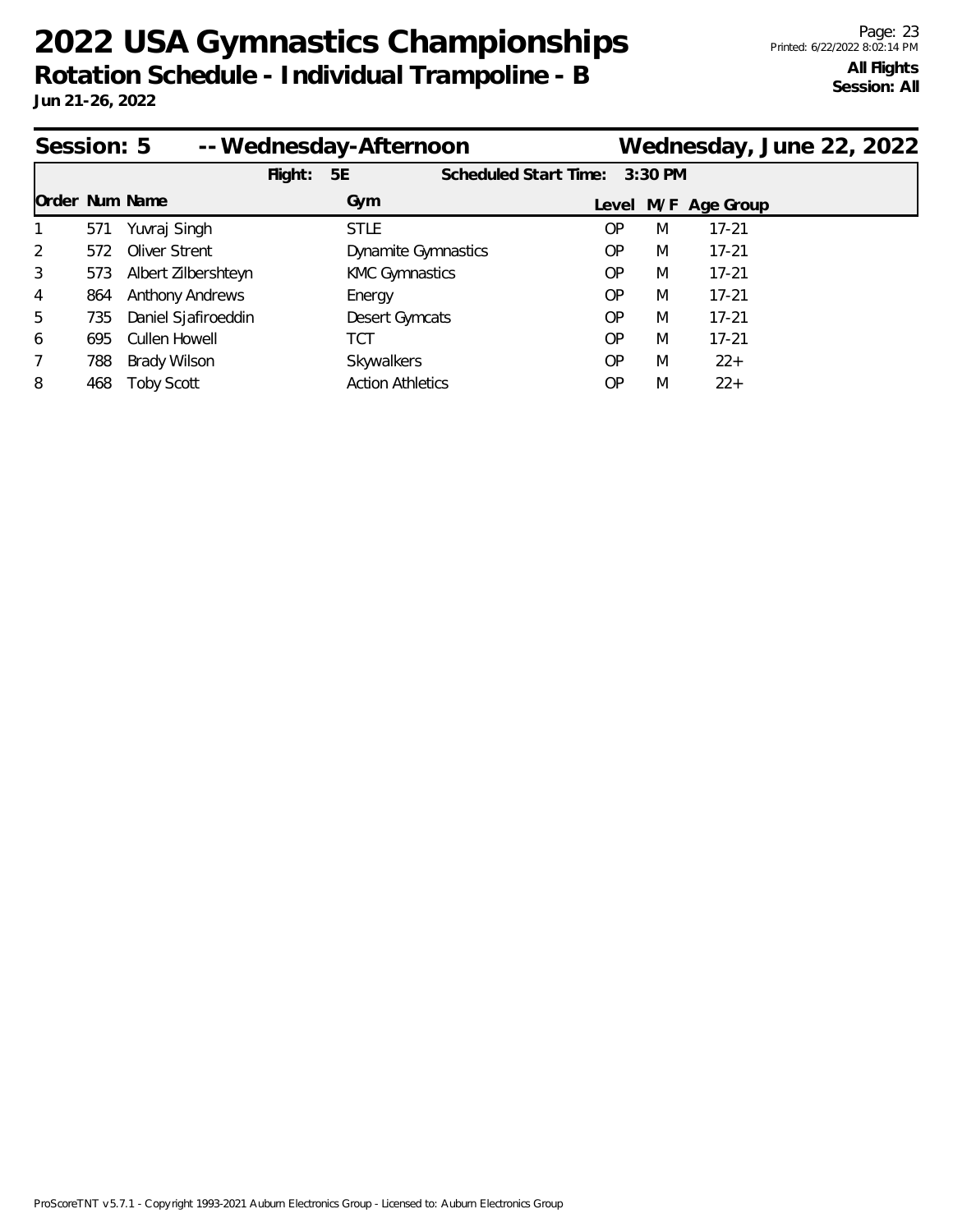# 2022 USA Gymnastics Championships

**Rotation Schedule - Individual Trampoline - B**

**Jun 21-26, 2022**

Printed: 6/22/2022 8:02:14 PM

**All Flights**
**Session: All**

## Session: 5 -- Wednesday-Afternoon — Wednesday, June 22, 2022

**Flight: 5E** — **Scheduled Start Time: 3:30 PM**

| Order | Num | Name | Gym | Level | M/F | Age Group |
|---|---|---|---|---|---|---|
| 1 | 571 | Yuvraj Singh | STLE | OP | M | 17-21 |
| 2 | 572 | Oliver Strent | Dynamite Gymnastics | OP | M | 17-21 |
| 3 | 573 | Albert Zilbershteyn | KMC Gymnastics | OP | M | 17-21 |
| 4 | 864 | Anthony Andrews | Energy | OP | M | 17-21 |
| 5 | 735 | Daniel Sjafiroeddin | Desert Gymcats | OP | M | 17-21 |
| 6 | 695 | Cullen Howell | TCT | OP | M | 17-21 |
| 7 | 788 | Brady Wilson | Skywalkers | OP | M | 22+ |
| 8 | 468 | Toby Scott | Action Athletics | OP | M | 22+ |

ProScoreTNT v5.7.1 - Copyright 1993-2021 Auburn Electronics Group - Licensed to: Auburn Electronics Group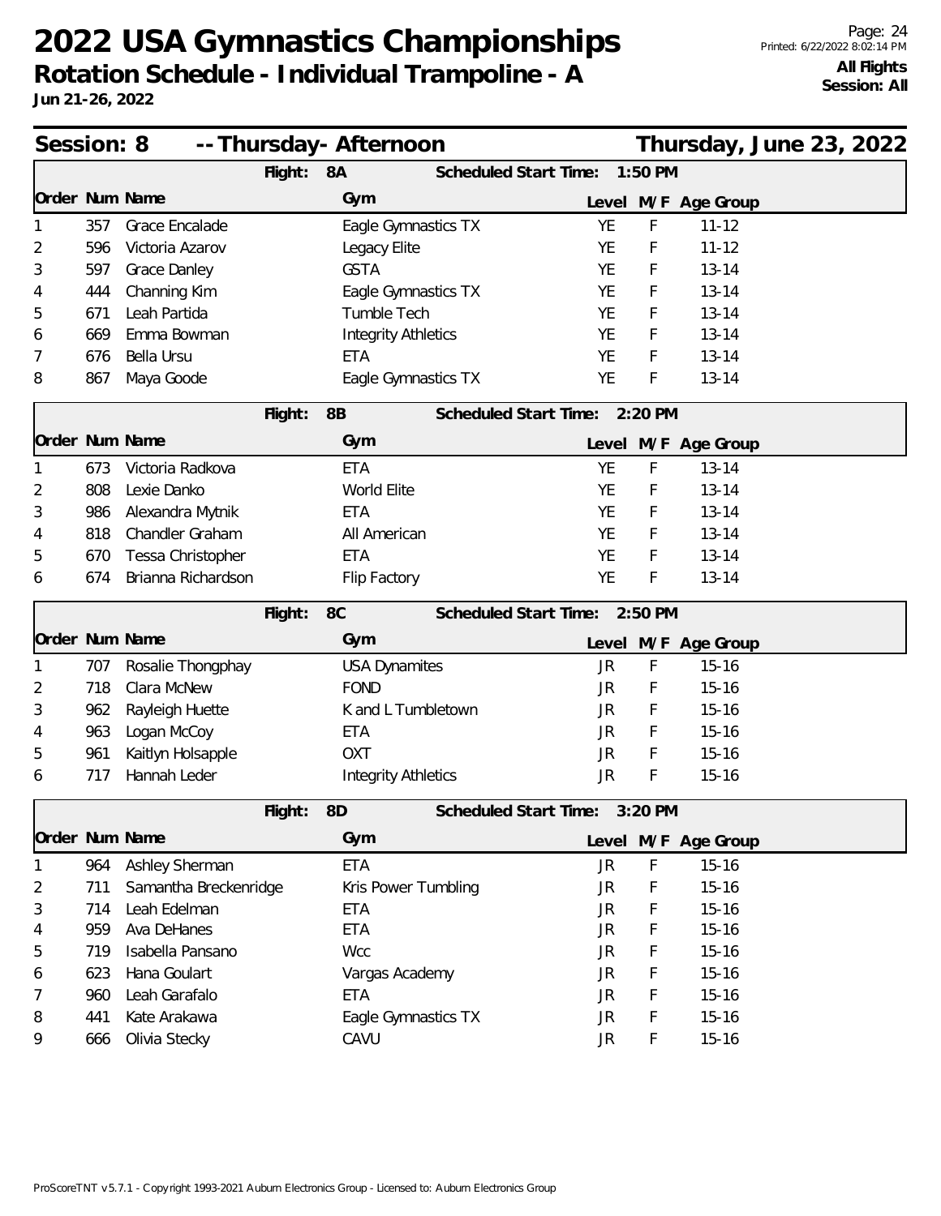# 2022 USA Gymnastics Championships

**Rotation Schedule - Individual Trampoline - A**

**Jun 21-26, 2022**

**All Flights**
**Session: All**

## Session: 8 -- Thursday- Afternoon — Thursday, June 23, 2022

### Flight: 8A — Scheduled Start Time: 1:50 PM

| Order | Num | Name | Gym | Level | M/F | Age Group |
|---|---|---|---|---|---|---|
| 1 | 357 | Grace Encalade | Eagle Gymnastics TX | YE | F | 11-12 |
| 2 | 596 | Victoria Azarov | Legacy Elite | YE | F | 11-12 |
| 3 | 597 | Grace Danley | GSTA | YE | F | 13-14 |
| 4 | 444 | Channing Kim | Eagle Gymnastics TX | YE | F | 13-14 |
| 5 | 671 | Leah Partida | Tumble Tech | YE | F | 13-14 |
| 6 | 669 | Emma Bowman | Integrity Athletics | YE | F | 13-14 |
| 7 | 676 | Bella Ursu | ETA | YE | F | 13-14 |
| 8 | 867 | Maya Goode | Eagle Gymnastics TX | YE | F | 13-14 |

### Flight: 8B — Scheduled Start Time: 2:20 PM

| Order | Num | Name | Gym | Level | M/F | Age Group |
|---|---|---|---|---|---|---|
| 1 | 673 | Victoria Radkova | ETA | YE | F | 13-14 |
| 2 | 808 | Lexie Danko | World Elite | YE | F | 13-14 |
| 3 | 986 | Alexandra Mytnik | ETA | YE | F | 13-14 |
| 4 | 818 | Chandler Graham | All American | YE | F | 13-14 |
| 5 | 670 | Tessa Christopher | ETA | YE | F | 13-14 |
| 6 | 674 | Brianna Richardson | Flip Factory | YE | F | 13-14 |

### Flight: 8C — Scheduled Start Time: 2:50 PM

| Order | Num | Name | Gym | Level | M/F | Age Group |
|---|---|---|---|---|---|---|
| 1 | 707 | Rosalie Thongphay | USA Dynamites | JR | F | 15-16 |
| 2 | 718 | Clara McNew | FOND | JR | F | 15-16 |
| 3 | 962 | Rayleigh Huette | K and L Tumbletown | JR | F | 15-16 |
| 4 | 963 | Logan McCoy | ETA | JR | F | 15-16 |
| 5 | 961 | Kaitlyn Holsapple | OXT | JR | F | 15-16 |
| 6 | 717 | Hannah Leder | Integrity Athletics | JR | F | 15-16 |

### Flight: 8D — Scheduled Start Time: 3:20 PM

| Order | Num | Name | Gym | Level | M/F | Age Group |
|---|---|---|---|---|---|---|
| 1 | 964 | Ashley Sherman | ETA | JR | F | 15-16 |
| 2 | 711 | Samantha Breckenridge | Kris Power Tumbling | JR | F | 15-16 |
| 3 | 714 | Leah Edelman | ETA | JR | F | 15-16 |
| 4 | 959 | Ava DeHanes | ETA | JR | F | 15-16 |
| 5 | 719 | Isabella Pansano | Wcc | JR | F | 15-16 |
| 6 | 623 | Hana Goulart | Vargas Academy | JR | F | 15-16 |
| 7 | 960 | Leah Garafalo | ETA | JR | F | 15-16 |
| 8 | 441 | Kate Arakawa | Eagle Gymnastics TX | JR | F | 15-16 |
| 9 | 666 | Olivia Stecky | CAVU | JR | F | 15-16 |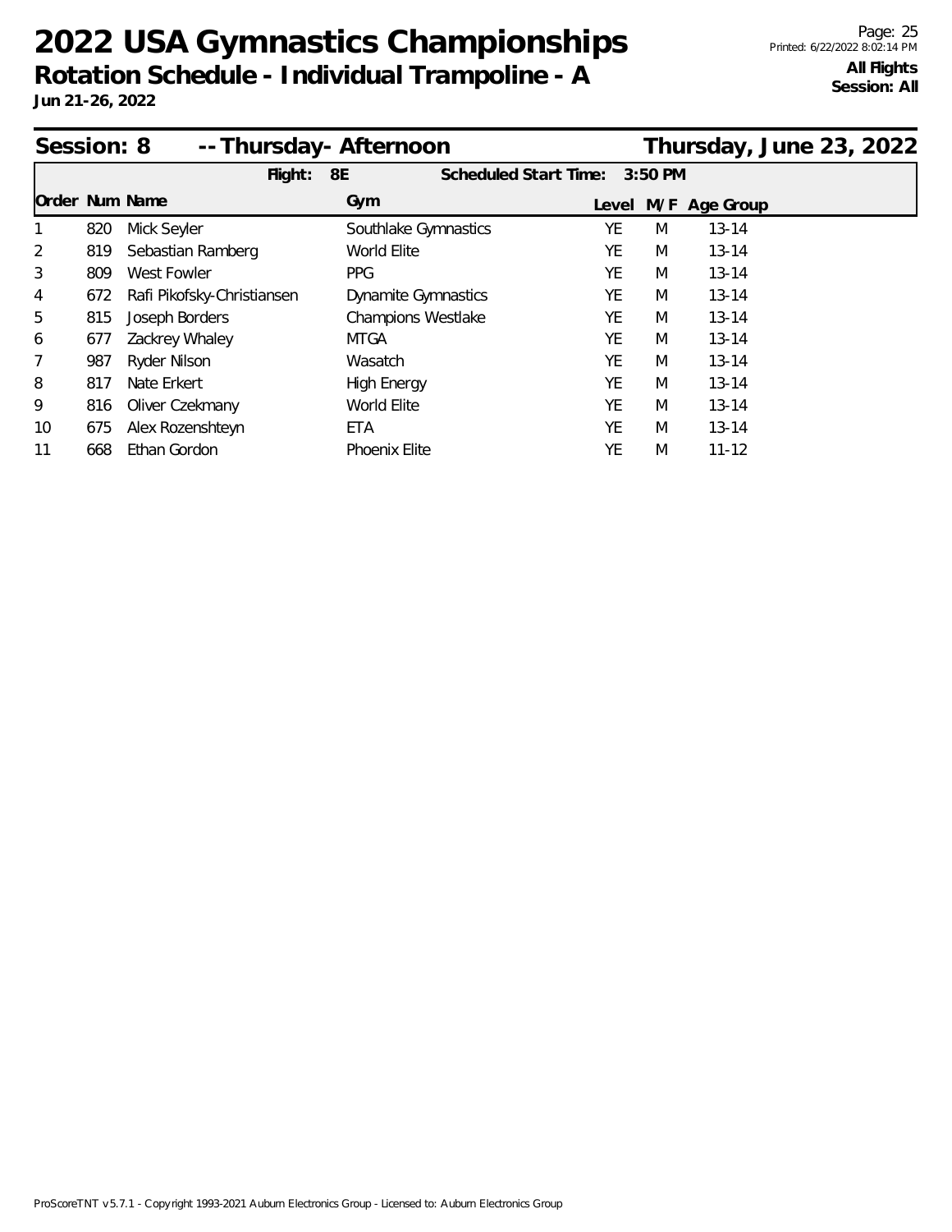# 2022 USA Gymnastics Championships

## Rotation Schedule - Individual Trampoline - A

**Jun 21-26, 2022**

**All Flights**
**Session: All**

### Session: 8 -- Thursday- Afternoon — Thursday, June 23, 2022

**Flight: 8E** — **Scheduled Start Time: 3:50 PM**

| Order | Num | Name | Gym | Level | M/F | Age Group |
|---|---|---|---|---|---|---|
| 1 | 820 | Mick Seyler | Southlake Gymnastics | YE | M | 13-14 |
| 2 | 819 | Sebastian Ramberg | World Elite | YE | M | 13-14 |
| 3 | 809 | West Fowler | PPG | YE | M | 13-14 |
| 4 | 672 | Rafi Pikofsky-Christiansen | Dynamite Gymnastics | YE | M | 13-14 |
| 5 | 815 | Joseph Borders | Champions Westlake | YE | M | 13-14 |
| 6 | 677 | Zackrey Whaley | MTGA | YE | M | 13-14 |
| 7 | 987 | Ryder Nilson | Wasatch | YE | M | 13-14 |
| 8 | 817 | Nate Erkert | High Energy | YE | M | 13-14 |
| 9 | 816 | Oliver Czekmany | World Elite | YE | M | 13-14 |
| 10 | 675 | Alex Rozenshteyn | ETA | YE | M | 13-14 |
| 11 | 668 | Ethan Gordon | Phoenix Elite | YE | M | 11-12 |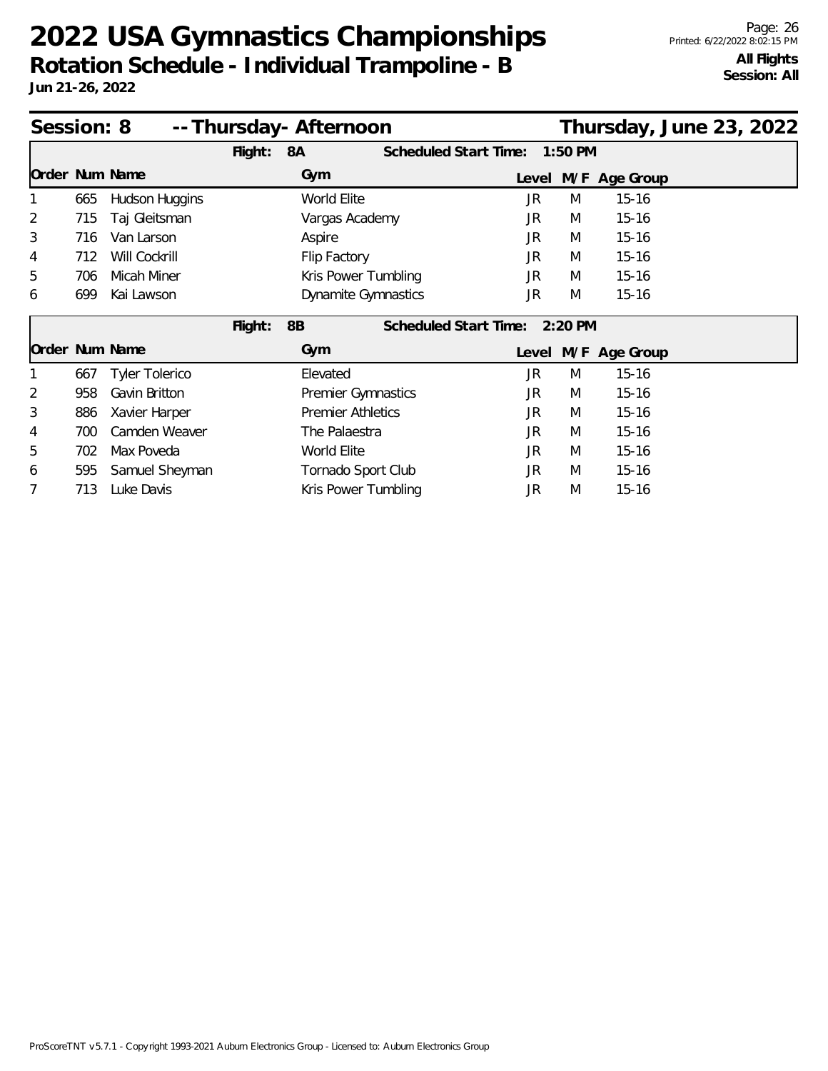# 2022 USA Gymnastics Championships

**Rotation Schedule - Individual Trampoline - B**

**Jun 21-26, 2022**

**All Flights**
**Session: All**

## Session: 8 -- Thursday- Afternoon — Thursday, June 23, 2022

**Flight: 8A** — **Scheduled Start Time: 1:50 PM**

| Order | Num | Name | Gym | Level | M/F | Age Group |
|---|---|---|---|---|---|---|
| 1 | 665 | Hudson Huggins | World Elite | JR | M | 15-16 |
| 2 | 715 | Taj Gleitsman | Vargas Academy | JR | M | 15-16 |
| 3 | 716 | Van Larson | Aspire | JR | M | 15-16 |
| 4 | 712 | Will Cockrill | Flip Factory | JR | M | 15-16 |
| 5 | 706 | Micah Miner | Kris Power Tumbling | JR | M | 15-16 |
| 6 | 699 | Kai Lawson | Dynamite Gymnastics | JR | M | 15-16 |

**Flight: 8B** — **Scheduled Start Time: 2:20 PM**

| Order | Num | Name | Gym | Level | M/F | Age Group |
|---|---|---|---|---|---|---|
| 1 | 667 | Tyler Tolerico | Elevated | JR | M | 15-16 |
| 2 | 958 | Gavin Britton | Premier Gymnastics | JR | M | 15-16 |
| 3 | 886 | Xavier Harper | Premier Athletics | JR | M | 15-16 |
| 4 | 700 | Camden Weaver | The Palaestra | JR | M | 15-16 |
| 5 | 702 | Max Poveda | World Elite | JR | M | 15-16 |
| 6 | 595 | Samuel Sheyman | Tornado Sport Club | JR | M | 15-16 |
| 7 | 713 | Luke Davis | Kris Power Tumbling | JR | M | 15-16 |